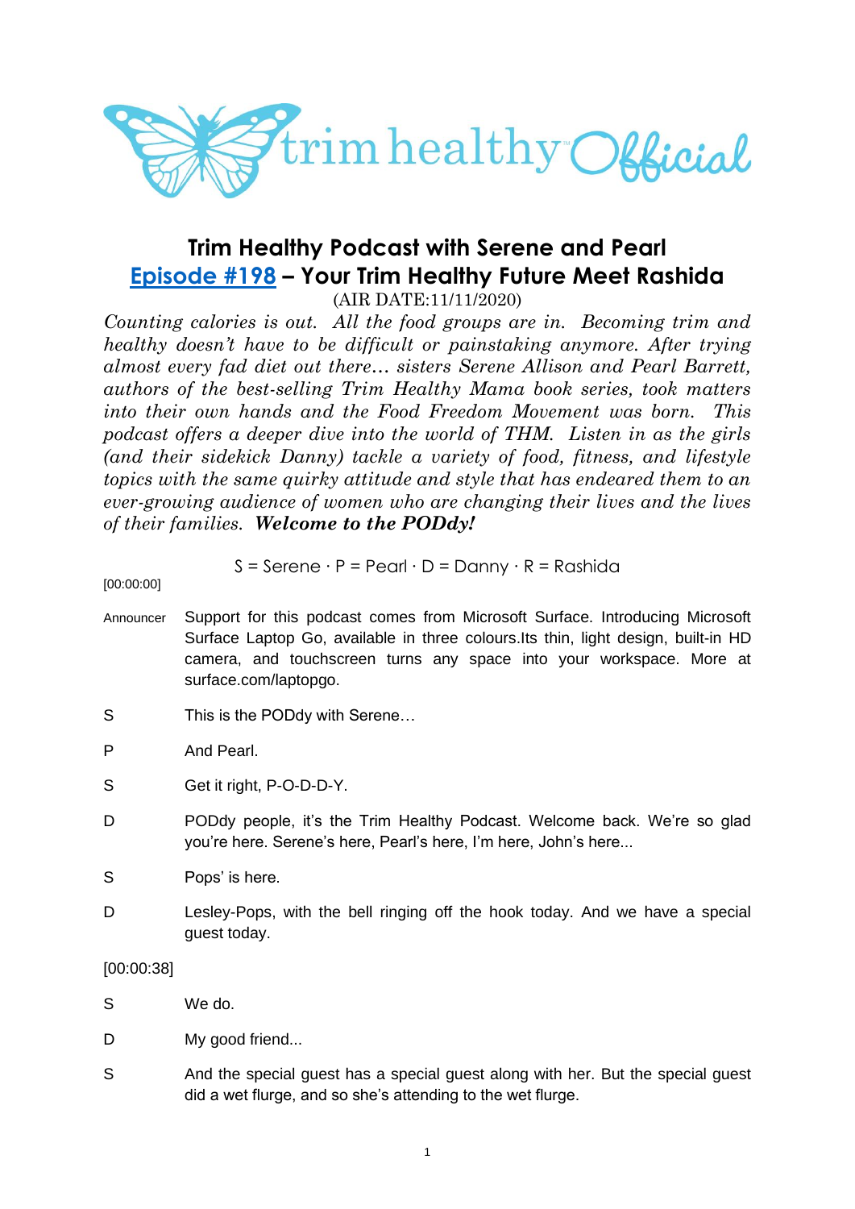# Trim Healthy Podcast with Serene and Pearl

## Episode #198 – Your Trim Healthy Future Meet Rashida

(AIR DATE:11/11/2020)

*Counting calories is out. All the food groups are in. Becoming trim and healthy doesn't have to be difficult or painstaking anymore. After trying almost every fad diet out there… sisters Serene Allison and Pearl Barrett, authors of the best-selling Trim Healthy Mama book series, took matters into their own hands and the Food Freedom Movement was born. This podcast offers a deeper dive into the world of THM. Listen in as the girls (and their sidekick Danny) tackle a variety of food, fitness, and lifestyle topics with the same quirky attitude and style that has endeared them to an ever-growing audience of women who are changing their lives and the lives of their families.* ***Welcome to the PODdy!***

S = Serene · P = Pearl · D = Danny · R = Rashida

[00:00:00]

Announcer: Support for this podcast comes from Microsoft Surface. Introducing Microsoft Surface Laptop Go, available in three colours.Its thin, light design, built-in HD camera, and touchscreen turns any space into your workspace. More at surface.com/laptopgo.

S: This is the PODdy with Serene…

P: And Pearl.

S: Get it right, P-O-D-D-Y.

D: PODdy people, it's the Trim Healthy Podcast. Welcome back. We're so glad you're here. Serene's here, Pearl's here, I'm here, John's here...

S: Pops' is here.

D: Lesley-Pops, with the bell ringing off the hook today. And we have a special guest today.

[00:00:38]

S: We do.

D: My good friend...

S: And the special guest has a special guest along with her. But the special guest did a wet flurge, and so she's attending to the wet flurge.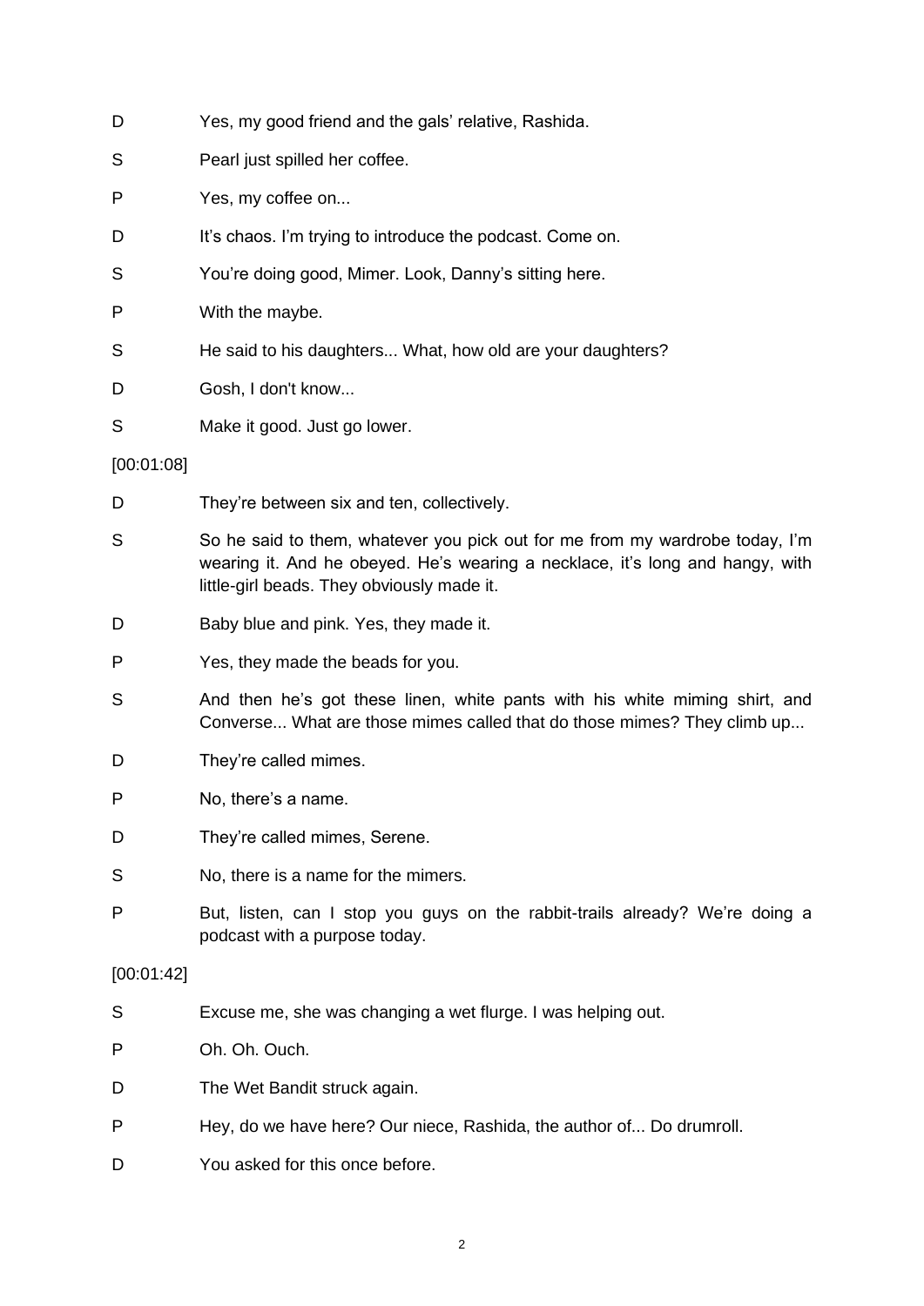D Yes, my good friend and the gals' relative, Rashida.

S Pearl just spilled her coffee.

P Yes, my coffee on...

D It's chaos. I'm trying to introduce the podcast. Come on.

S You're doing good, Mimer. Look, Danny's sitting here.

P With the maybe.

S He said to his daughters... What, how old are your daughters?

D Gosh, I don't know...

S Make it good. Just go lower.

[00:01:08]

D They're between six and ten, collectively.

S So he said to them, whatever you pick out for me from my wardrobe today, I'm wearing it. And he obeyed. He's wearing a necklace, it's long and hangy, with little-girl beads. They obviously made it.

D Baby blue and pink. Yes, they made it.

P Yes, they made the beads for you.

S And then he's got these linen, white pants with his white miming shirt, and Converse... What are those mimes called that do those mimes? They climb up...

D They're called mimes.

P No, there's a name.

D They're called mimes, Serene.

S No, there is a name for the mimers.

P But, listen, can I stop you guys on the rabbit-trails already? We're doing a podcast with a purpose today.

[00:01:42]

S Excuse me, she was changing a wet flurge. I was helping out.

P Oh. Oh. Ouch.

D The Wet Bandit struck again.

P Hey, do we have here? Our niece, Rashida, the author of... Do drumroll.

D You asked for this once before.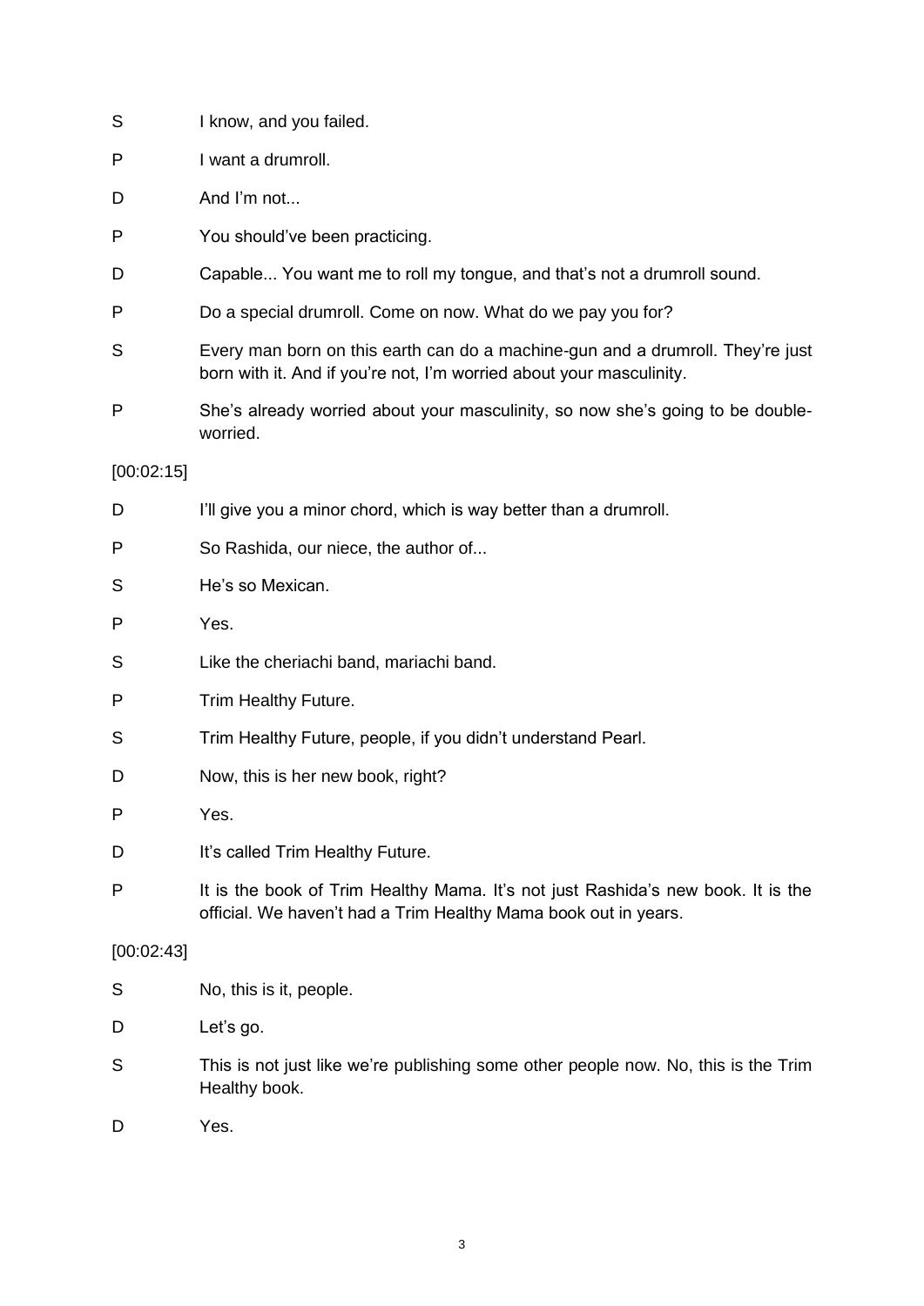S I know, and you failed.

P I want a drumroll.

D And I'm not...

P You should've been practicing.

D Capable... You want me to roll my tongue, and that's not a drumroll sound.

P Do a special drumroll. Come on now. What do we pay you for?

S Every man born on this earth can do a machine-gun and a drumroll. They're just born with it. And if you're not, I'm worried about your masculinity.

P She's already worried about your masculinity, so now she's going to be double-worried.

[00:02:15]

D I'll give you a minor chord, which is way better than a drumroll.

P So Rashida, our niece, the author of...

S He's so Mexican.

P Yes.

S Like the cheriachi band, mariachi band.

P Trim Healthy Future.

S Trim Healthy Future, people, if you didn't understand Pearl.

D Now, this is her new book, right?

P Yes.

D It's called Trim Healthy Future.

P It is the book of Trim Healthy Mama. It's not just Rashida's new book. It is the official. We haven't had a Trim Healthy Mama book out in years.

[00:02:43]

S No, this is it, people.

D Let's go.

S This is not just like we're publishing some other people now. No, this is the Trim Healthy book.

D Yes.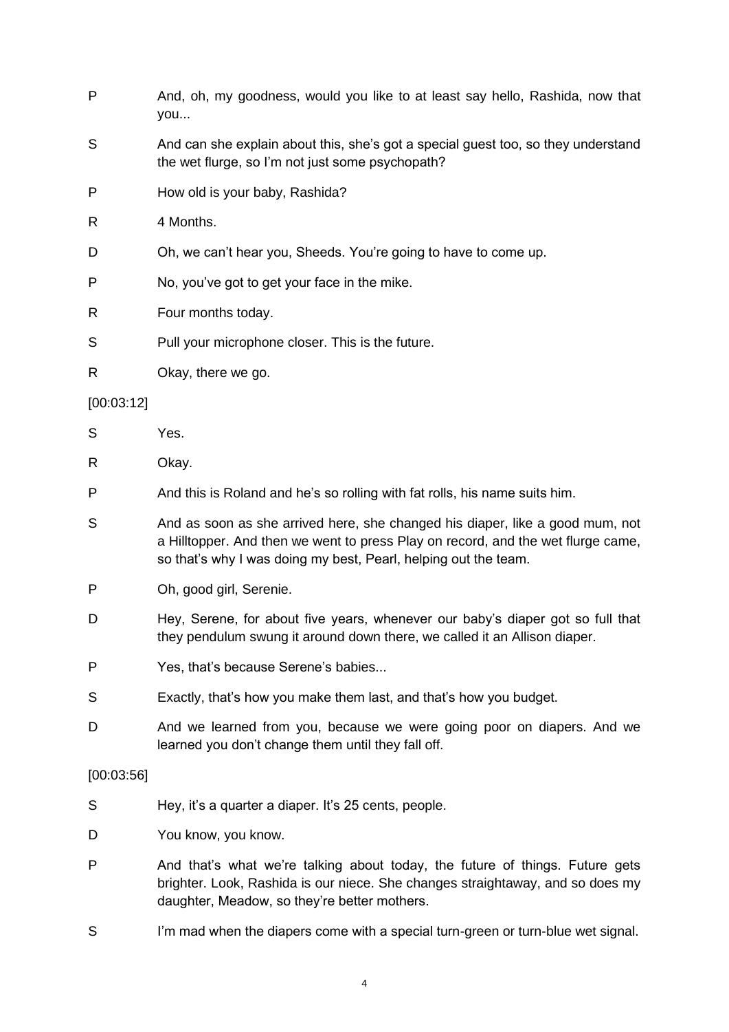P And, oh, my goodness, would you like to at least say hello, Rashida, now that you...

S And can she explain about this, she's got a special guest too, so they understand the wet flurge, so I'm not just some psychopath?

P How old is your baby, Rashida?

R 4 Months.

D Oh, we can't hear you, Sheeds. You're going to have to come up.

P No, you've got to get your face in the mike.

R Four months today.

S Pull your microphone closer. This is the future.

R Okay, there we go.

[00:03:12]

S Yes.

R Okay.

P And this is Roland and he's so rolling with fat rolls, his name suits him.

S And as soon as she arrived here, she changed his diaper, like a good mum, not a Hilltopper. And then we went to press Play on record, and the wet flurge came, so that's why I was doing my best, Pearl, helping out the team.

P Oh, good girl, Serenie.

D Hey, Serene, for about five years, whenever our baby's diaper got so full that they pendulum swung it around down there, we called it an Allison diaper.

P Yes, that's because Serene's babies...

S Exactly, that's how you make them last, and that's how you budget.

D And we learned from you, because we were going poor on diapers. And we learned you don't change them until they fall off.

[00:03:56]

S Hey, it's a quarter a diaper. It's 25 cents, people.

D You know, you know.

P And that's what we're talking about today, the future of things. Future gets brighter. Look, Rashida is our niece. She changes straightaway, and so does my daughter, Meadow, so they're better mothers.

S I'm mad when the diapers come with a special turn-green or turn-blue wet signal.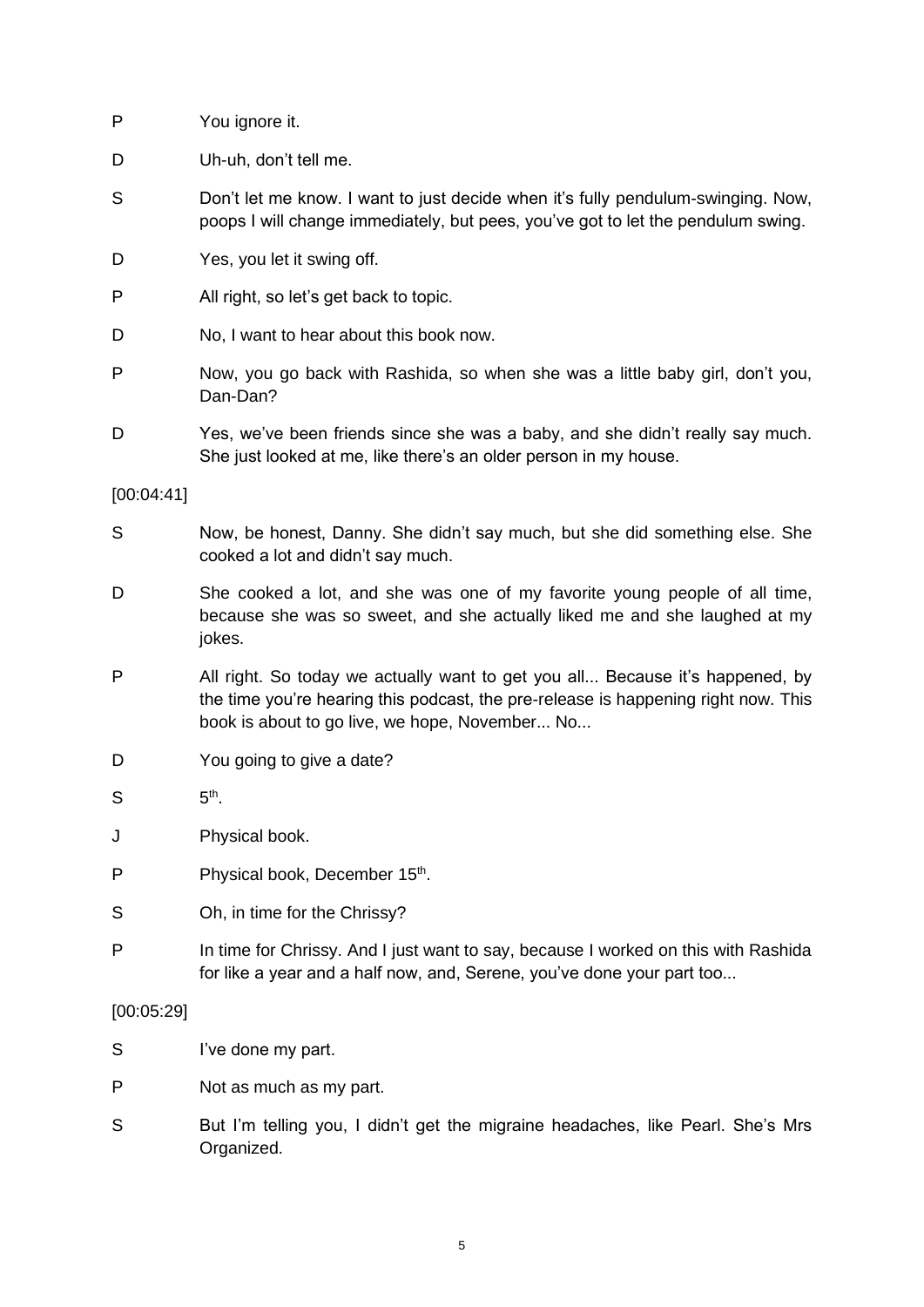P You ignore it.

D Uh-uh, don't tell me.

S Don't let me know. I want to just decide when it's fully pendulum-swinging. Now, poops I will change immediately, but pees, you've got to let the pendulum swing.

D Yes, you let it swing off.

P All right, so let's get back to topic.

D No, I want to hear about this book now.

P Now, you go back with Rashida, so when she was a little baby girl, don't you, Dan-Dan?

D Yes, we've been friends since she was a baby, and she didn't really say much. She just looked at me, like there's an older person in my house.

[00:04:41]

S Now, be honest, Danny. She didn't say much, but she did something else. She cooked a lot and didn't say much.

D She cooked a lot, and she was one of my favorite young people of all time, because she was so sweet, and she actually liked me and she laughed at my jokes.

P All right. So today we actually want to get you all... Because it's happened, by the time you're hearing this podcast, the pre-release is happening right now. This book is about to go live, we hope, November... No...

D You going to give a date?

S 5th.

J Physical book.

P Physical book, December 15th.

S Oh, in time for the Chrissy?

P In time for Chrissy. And I just want to say, because I worked on this with Rashida for like a year and a half now, and, Serene, you've done your part too...

[00:05:29]

S I've done my part.

P Not as much as my part.

S But I'm telling you, I didn't get the migraine headaches, like Pearl. She's Mrs Organized.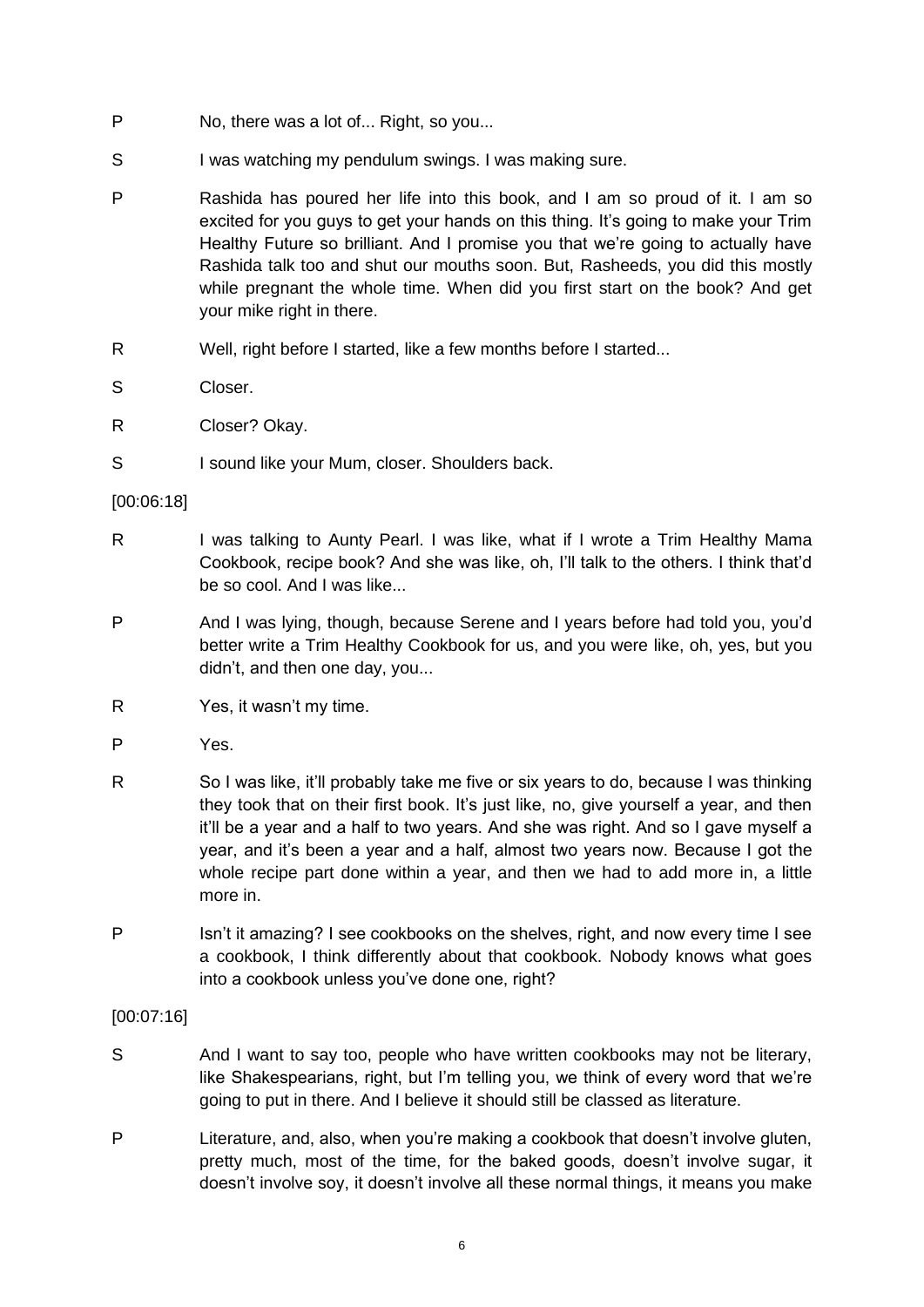P No, there was a lot of... Right, so you...

S I was watching my pendulum swings. I was making sure.

P Rashida has poured her life into this book, and I am so proud of it. I am so excited for you guys to get your hands on this thing. It's going to make your Trim Healthy Future so brilliant. And I promise you that we're going to actually have Rashida talk too and shut our mouths soon. But, Rasheeds, you did this mostly while pregnant the whole time. When did you first start on the book? And get your mike right in there.

R Well, right before I started, like a few months before I started...

S Closer.

R Closer? Okay.

S I sound like your Mum, closer. Shoulders back.

[00:06:18]

R I was talking to Aunty Pearl. I was like, what if I wrote a Trim Healthy Mama Cookbook, recipe book? And she was like, oh, I'll talk to the others. I think that'd be so cool. And I was like...

P And I was lying, though, because Serene and I years before had told you, you'd better write a Trim Healthy Cookbook for us, and you were like, oh, yes, but you didn't, and then one day, you...

R Yes, it wasn't my time.

P Yes.

R So I was like, it'll probably take me five or six years to do, because I was thinking they took that on their first book. It's just like, no, give yourself a year, and then it'll be a year and a half to two years. And she was right. And so I gave myself a year, and it's been a year and a half, almost two years now. Because I got the whole recipe part done within a year, and then we had to add more in, a little more in.

P Isn't it amazing? I see cookbooks on the shelves, right, and now every time I see a cookbook, I think differently about that cookbook. Nobody knows what goes into a cookbook unless you've done one, right?

[00:07:16]

S And I want to say too, people who have written cookbooks may not be literary, like Shakespearians, right, but I'm telling you, we think of every word that we're going to put in there. And I believe it should still be classed as literature.

P Literature, and, also, when you're making a cookbook that doesn't involve gluten, pretty much, most of the time, for the baked goods, doesn't involve sugar, it doesn't involve soy, it doesn't involve all these normal things, it means you make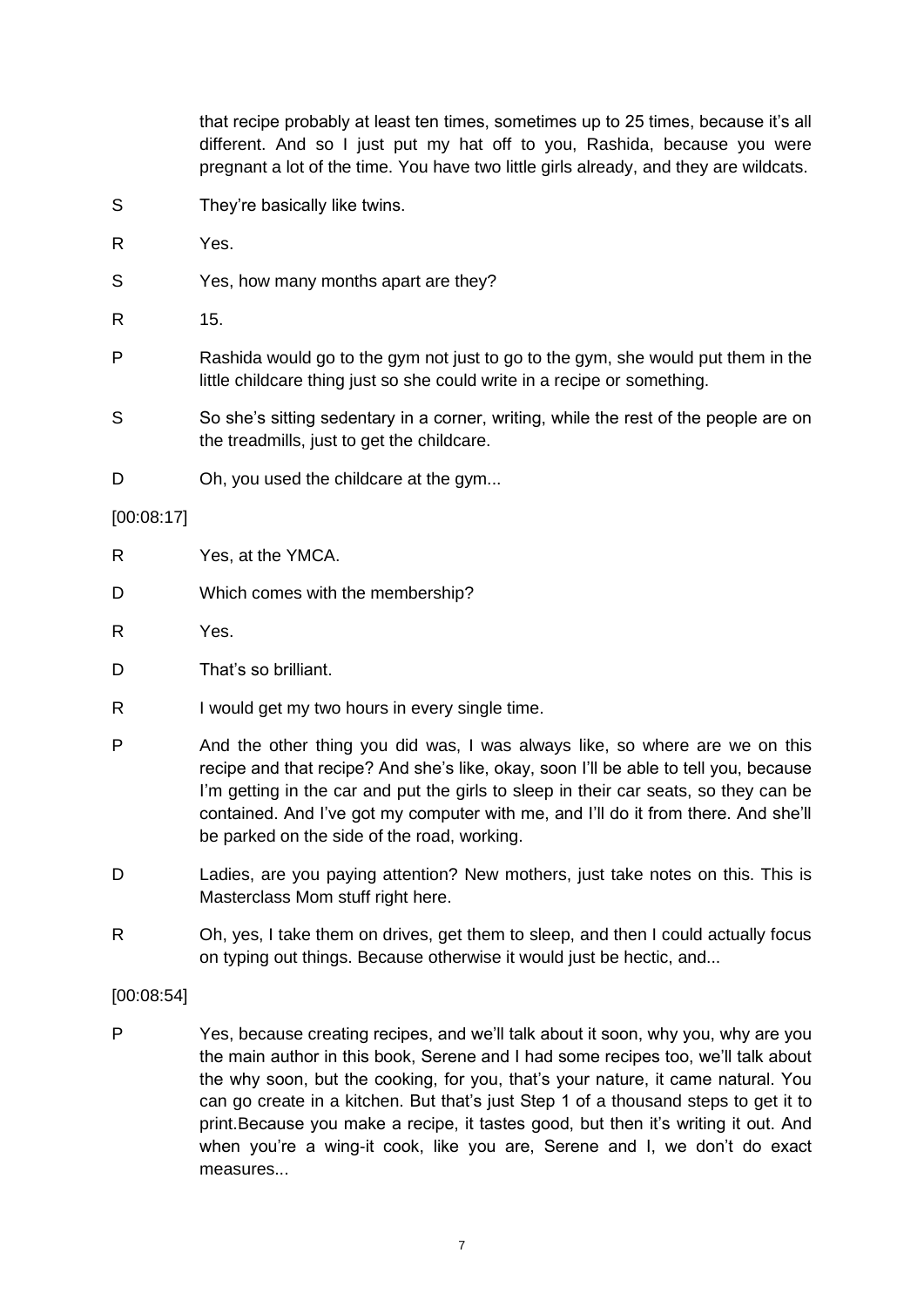that recipe probably at least ten times, sometimes up to 25 times, because it's all different. And so I just put my hat off to you, Rashida, because you were pregnant a lot of the time. You have two little girls already, and they are wildcats.

S They're basically like twins.

R Yes.

S Yes, how many months apart are they?

R 15.

P Rashida would go to the gym not just to go to the gym, she would put them in the little childcare thing just so she could write in a recipe or something.

S So she's sitting sedentary in a corner, writing, while the rest of the people are on the treadmills, just to get the childcare.

D Oh, you used the childcare at the gym...

[00:08:17]

R Yes, at the YMCA.

D Which comes with the membership?

R Yes.

D That's so brilliant.

R I would get my two hours in every single time.

P And the other thing you did was, I was always like, so where are we on this recipe and that recipe? And she's like, okay, soon I'll be able to tell you, because I'm getting in the car and put the girls to sleep in their car seats, so they can be contained. And I've got my computer with me, and I'll do it from there. And she'll be parked on the side of the road, working.

D Ladies, are you paying attention? New mothers, just take notes on this. This is Masterclass Mom stuff right here.

R Oh, yes, I take them on drives, get them to sleep, and then I could actually focus on typing out things. Because otherwise it would just be hectic, and...

[00:08:54]

P Yes, because creating recipes, and we'll talk about it soon, why you, why are you the main author in this book, Serene and I had some recipes too, we'll talk about the why soon, but the cooking, for you, that's your nature, it came natural. You can go create in a kitchen. But that's just Step 1 of a thousand steps to get it to print.Because you make a recipe, it tastes good, but then it's writing it out. And when you're a wing-it cook, like you are, Serene and I, we don't do exact measures...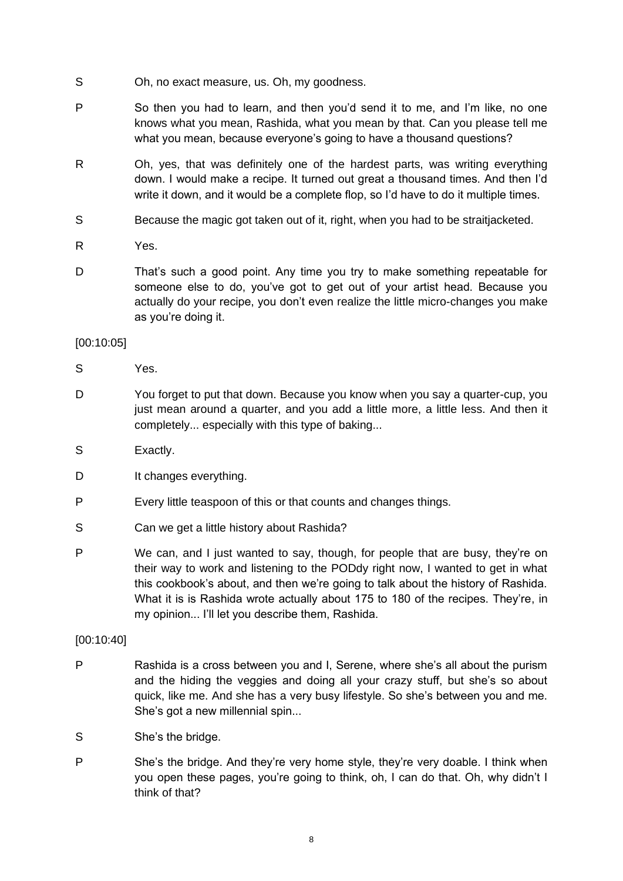S Oh, no exact measure, us. Oh, my goodness.

P So then you had to learn, and then you'd send it to me, and I'm like, no one knows what you mean, Rashida, what you mean by that. Can you please tell me what you mean, because everyone's going to have a thousand questions?

R Oh, yes, that was definitely one of the hardest parts, was writing everything down. I would make a recipe. It turned out great a thousand times. And then I'd write it down, and it would be a complete flop, so I'd have to do it multiple times.

S Because the magic got taken out of it, right, when you had to be straitjacketed.

R Yes.

D That's such a good point. Any time you try to make something repeatable for someone else to do, you've got to get out of your artist head. Because you actually do your recipe, you don't even realize the little micro-changes you make as you're doing it.

[00:10:05]

S Yes.

D You forget to put that down. Because you know when you say a quarter-cup, you just mean around a quarter, and you add a little more, a little less. And then it completely... especially with this type of baking...

S Exactly.

D It changes everything.

P Every little teaspoon of this or that counts and changes things.

S Can we get a little history about Rashida?

P We can, and I just wanted to say, though, for people that are busy, they're on their way to work and listening to the PODdy right now, I wanted to get in what this cookbook's about, and then we're going to talk about the history of Rashida. What it is is Rashida wrote actually about 175 to 180 of the recipes. They're, in my opinion... I'll let you describe them, Rashida.

[00:10:40]

P Rashida is a cross between you and I, Serene, where she's all about the purism and the hiding the veggies and doing all your crazy stuff, but she's so about quick, like me. And she has a very busy lifestyle. So she's between you and me. She's got a new millennial spin...

S She's the bridge.

P She's the bridge. And they're very home style, they're very doable. I think when you open these pages, you're going to think, oh, I can do that. Oh, why didn't I think of that?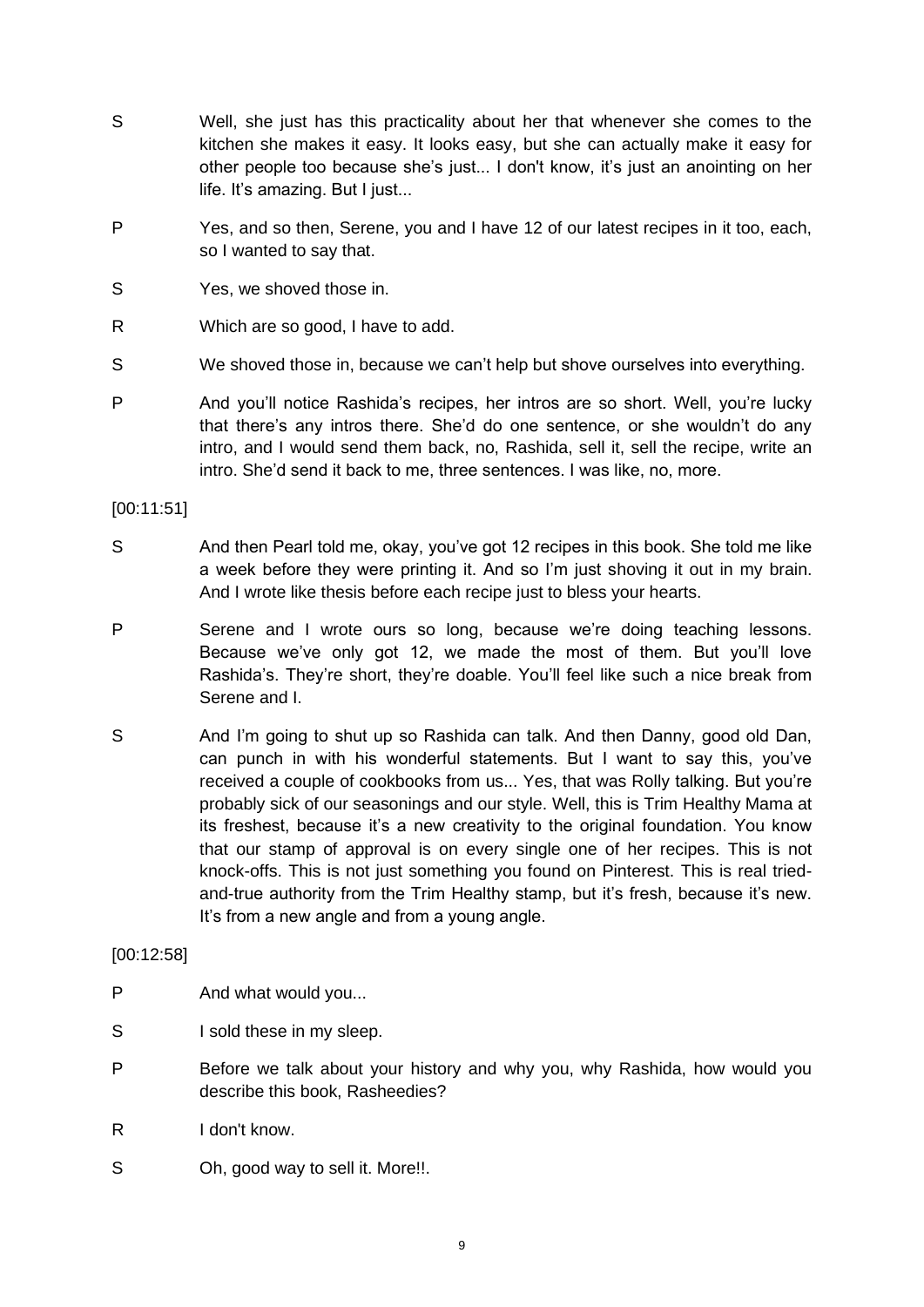S Well, she just has this practicality about her that whenever she comes to the kitchen she makes it easy. It looks easy, but she can actually make it easy for other people too because she's just... I don't know, it's just an anointing on her life. It's amazing. But I just...

P Yes, and so then, Serene, you and I have 12 of our latest recipes in it too, each, so I wanted to say that.

S Yes, we shoved those in.

R Which are so good, I have to add.

S We shoved those in, because we can't help but shove ourselves into everything.

P And you'll notice Rashida's recipes, her intros are so short. Well, you're lucky that there's any intros there. She'd do one sentence, or she wouldn't do any intro, and I would send them back, no, Rashida, sell it, sell the recipe, write an intro. She'd send it back to me, three sentences. I was like, no, more.

[00:11:51]

S And then Pearl told me, okay, you've got 12 recipes in this book. She told me like a week before they were printing it. And so I'm just shoving it out in my brain. And I wrote like thesis before each recipe just to bless your hearts.

P Serene and I wrote ours so long, because we're doing teaching lessons. Because we've only got 12, we made the most of them. But you'll love Rashida's. They're short, they're doable. You'll feel like such a nice break from Serene and I.

S And I'm going to shut up so Rashida can talk. And then Danny, good old Dan, can punch in with his wonderful statements. But I want to say this, you've received a couple of cookbooks from us... Yes, that was Rolly talking. But you're probably sick of our seasonings and our style. Well, this is Trim Healthy Mama at its freshest, because it's a new creativity to the original foundation. You know that our stamp of approval is on every single one of her recipes. This is not knock-offs. This is not just something you found on Pinterest. This is real tried-and-true authority from the Trim Healthy stamp, but it's fresh, because it's new. It's from a new angle and from a young angle.

[00:12:58]

P And what would you...

S I sold these in my sleep.

P Before we talk about your history and why you, why Rashida, how would you describe this book, Rasheedies?

R I don't know.

S Oh, good way to sell it. More!!.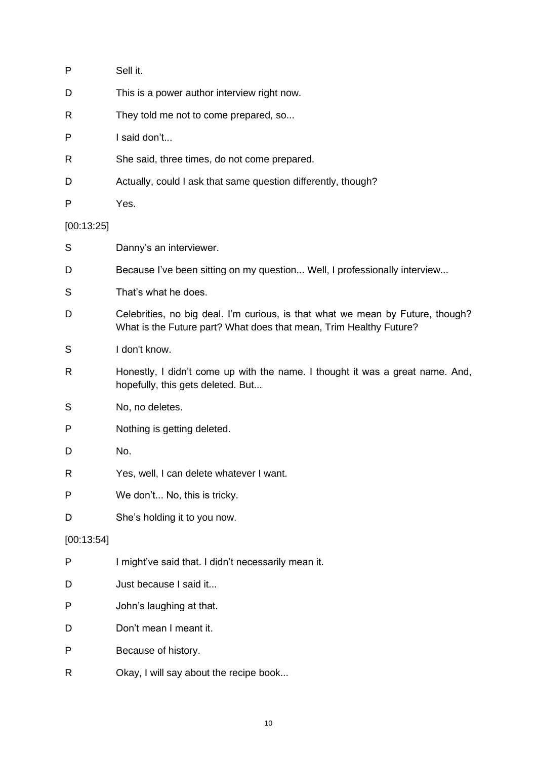P Sell it.

D This is a power author interview right now.

R They told me not to come prepared, so...

P I said don't...

R She said, three times, do not come prepared.

D Actually, could I ask that same question differently, though?

P Yes.

[00:13:25]

S Danny's an interviewer.

D Because I've been sitting on my question... Well, I professionally interview...

S That's what he does.

D Celebrities, no big deal. I'm curious, is that what we mean by Future, though? What is the Future part? What does that mean, Trim Healthy Future?

S I don't know.

R Honestly, I didn't come up with the name. I thought it was a great name. And, hopefully, this gets deleted. But...

S No, no deletes.

P Nothing is getting deleted.

D No.

R Yes, well, I can delete whatever I want.

P We don't... No, this is tricky.

D She's holding it to you now.

[00:13:54]

P I might've said that. I didn't necessarily mean it.

D Just because I said it...

P John's laughing at that.

D Don't mean I meant it.

P Because of history.

R Okay, I will say about the recipe book...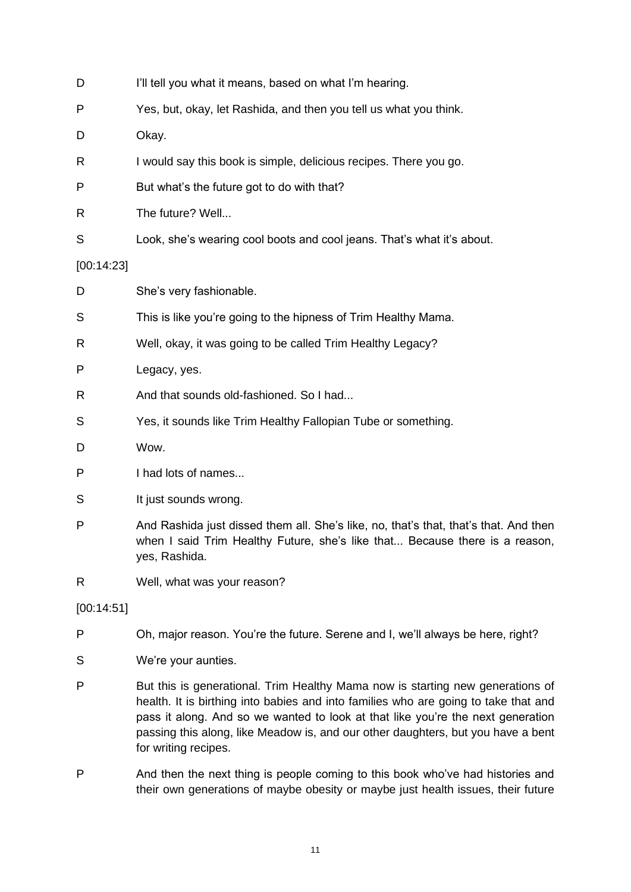D I'll tell you what it means, based on what I'm hearing.

P Yes, but, okay, let Rashida, and then you tell us what you think.

D Okay.

R I would say this book is simple, delicious recipes. There you go.

P But what's the future got to do with that?

R The future? Well...

S Look, she's wearing cool boots and cool jeans. That's what it's about.

[00:14:23]

D She's very fashionable.

S This is like you're going to the hipness of Trim Healthy Mama.

R Well, okay, it was going to be called Trim Healthy Legacy?

P Legacy, yes.

R And that sounds old-fashioned. So I had...

S Yes, it sounds like Trim Healthy Fallopian Tube or something.

D Wow.

P I had lots of names...

S It just sounds wrong.

P And Rashida just dissed them all. She's like, no, that's that, that's that. And then when I said Trim Healthy Future, she's like that... Because there is a reason, yes, Rashida.

R Well, what was your reason?

[00:14:51]

P Oh, major reason. You're the future. Serene and I, we'll always be here, right?

S We're your aunties.

P But this is generational. Trim Healthy Mama now is starting new generations of health. It is birthing into babies and into families who are going to take that and pass it along. And so we wanted to look at that like you're the next generation passing this along, like Meadow is, and our other daughters, but you have a bent for writing recipes.

P And then the next thing is people coming to this book who've had histories and their own generations of maybe obesity or maybe just health issues, their future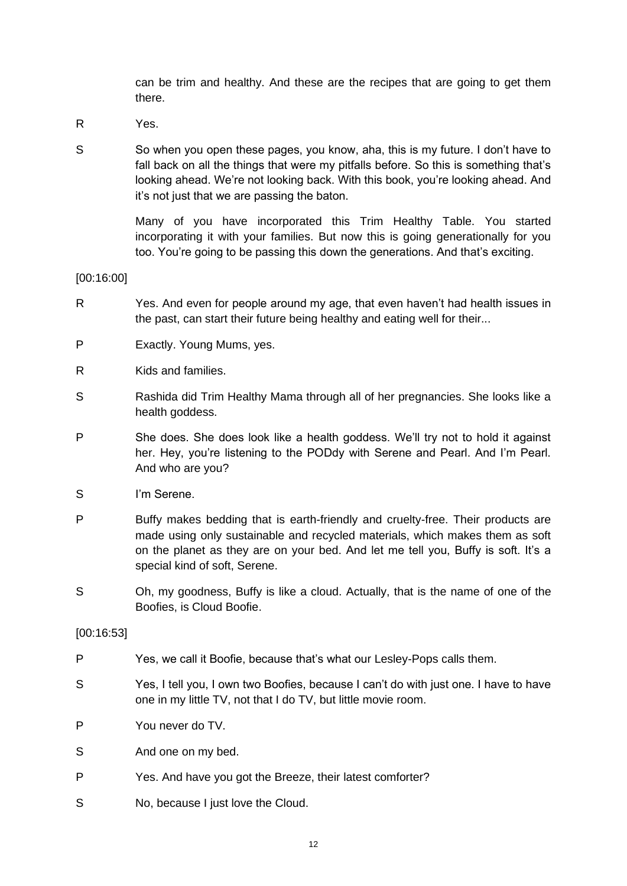can be trim and healthy. And these are the recipes that are going to get them there.

R Yes.

S So when you open these pages, you know, aha, this is my future. I don't have to fall back on all the things that were my pitfalls before. So this is something that's looking ahead. We're not looking back. With this book, you're looking ahead. And it's not just that we are passing the baton.

Many of you have incorporated this Trim Healthy Table. You started incorporating it with your families. But now this is going generationally for you too. You're going to be passing this down the generations. And that's exciting.

[00:16:00]

R Yes. And even for people around my age, that even haven't had health issues in the past, can start their future being healthy and eating well for their...

P Exactly. Young Mums, yes.

R Kids and families.

S Rashida did Trim Healthy Mama through all of her pregnancies. She looks like a health goddess.

P She does. She does look like a health goddess. We'll try not to hold it against her. Hey, you're listening to the PODdy with Serene and Pearl. And I'm Pearl. And who are you?

S I'm Serene.

P Buffy makes bedding that is earth-friendly and cruelty-free. Their products are made using only sustainable and recycled materials, which makes them as soft on the planet as they are on your bed. And let me tell you, Buffy is soft. It's a special kind of soft, Serene.

S Oh, my goodness, Buffy is like a cloud. Actually, that is the name of one of the Boofies, is Cloud Boofie.

[00:16:53]

P Yes, we call it Boofie, because that's what our Lesley-Pops calls them.

S Yes, I tell you, I own two Boofies, because I can't do with just one. I have to have one in my little TV, not that I do TV, but little movie room.

P You never do TV.

S And one on my bed.

P Yes. And have you got the Breeze, their latest comforter?

S No, because I just love the Cloud.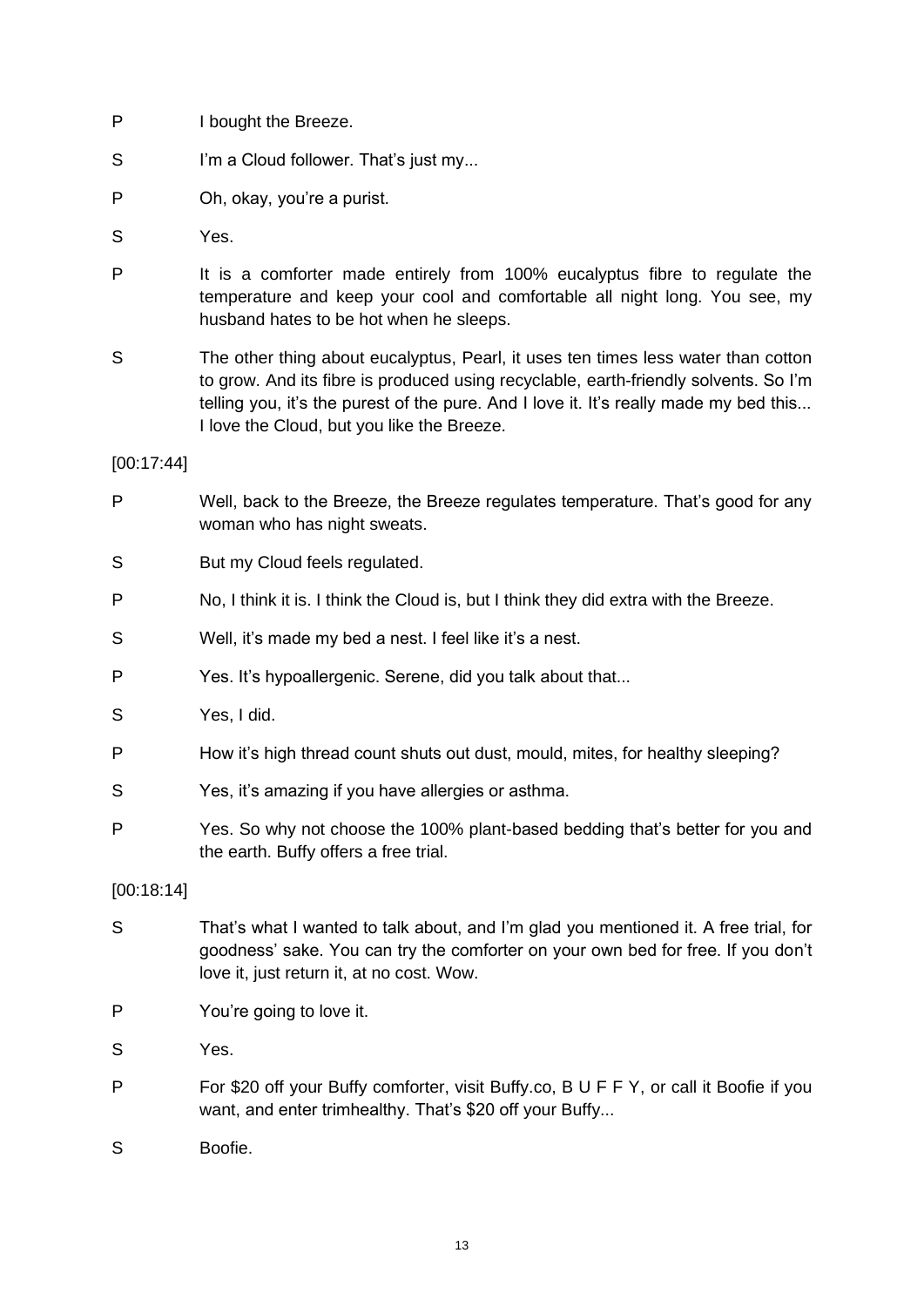P I bought the Breeze.

S I'm a Cloud follower. That's just my...

P Oh, okay, you're a purist.

S Yes.

P It is a comforter made entirely from 100% eucalyptus fibre to regulate the temperature and keep your cool and comfortable all night long. You see, my husband hates to be hot when he sleeps.

S The other thing about eucalyptus, Pearl, it uses ten times less water than cotton to grow. And its fibre is produced using recyclable, earth-friendly solvents. So I'm telling you, it's the purest of the pure. And I love it. It's really made my bed this... I love the Cloud, but you like the Breeze.

[00:17:44]

P Well, back to the Breeze, the Breeze regulates temperature. That's good for any woman who has night sweats.

S But my Cloud feels regulated.

P No, I think it is. I think the Cloud is, but I think they did extra with the Breeze.

S Well, it's made my bed a nest. I feel like it's a nest.

P Yes. It's hypoallergenic. Serene, did you talk about that...

S Yes, I did.

P How it's high thread count shuts out dust, mould, mites, for healthy sleeping?

S Yes, it's amazing if you have allergies or asthma.

P Yes. So why not choose the 100% plant-based bedding that's better for you and the earth. Buffy offers a free trial.

[00:18:14]

S That's what I wanted to talk about, and I'm glad you mentioned it. A free trial, for goodness' sake. You can try the comforter on your own bed for free. If you don't love it, just return it, at no cost. Wow.

P You're going to love it.

S Yes.

P For $20 off your Buffy comforter, visit Buffy.co, B U F F Y, or call it Boofie if you want, and enter trimhealthy. That's $20 off your Buffy...

S Boofie.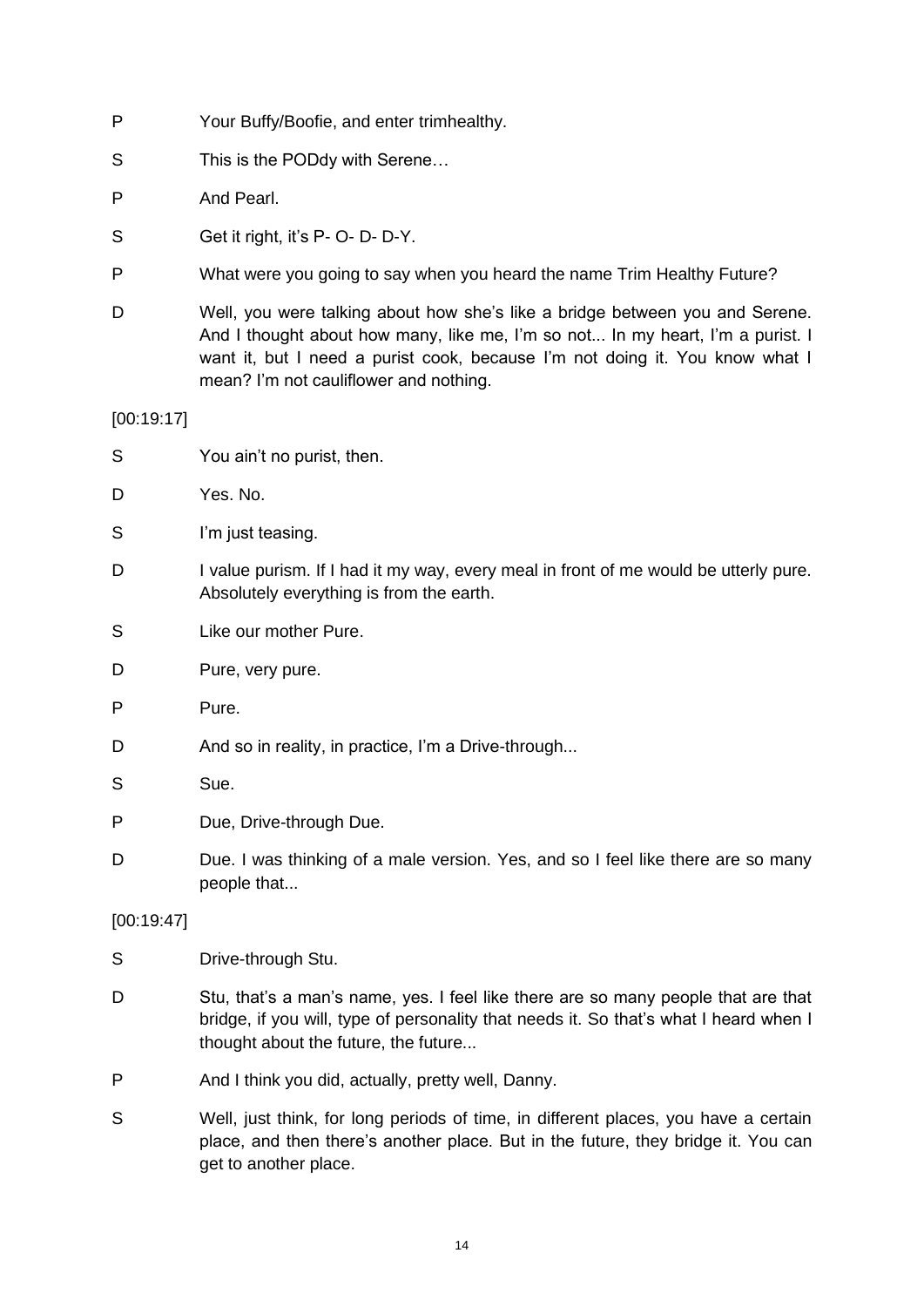P Your Buffy/Boofie, and enter trimhealthy.

S This is the PODdy with Serene…

P And Pearl.

S Get it right, it's P- O- D- D-Y.

P What were you going to say when you heard the name Trim Healthy Future?

D Well, you were talking about how she's like a bridge between you and Serene. And I thought about how many, like me, I'm so not... In my heart, I'm a purist. I want it, but I need a purist cook, because I'm not doing it. You know what I mean? I'm not cauliflower and nothing.

[00:19:17]

S You ain't no purist, then.

D Yes. No.

S I'm just teasing.

D I value purism. If I had it my way, every meal in front of me would be utterly pure. Absolutely everything is from the earth.

S Like our mother Pure.

D Pure, very pure.

P Pure.

D And so in reality, in practice, I'm a Drive-through...

S Sue.

P Due, Drive-through Due.

D Due. I was thinking of a male version. Yes, and so I feel like there are so many people that...

[00:19:47]

S Drive-through Stu.

D Stu, that's a man's name, yes. I feel like there are so many people that are that bridge, if you will, type of personality that needs it. So that's what I heard when I thought about the future, the future...

P And I think you did, actually, pretty well, Danny.

S Well, just think, for long periods of time, in different places, you have a certain place, and then there's another place. But in the future, they bridge it. You can get to another place.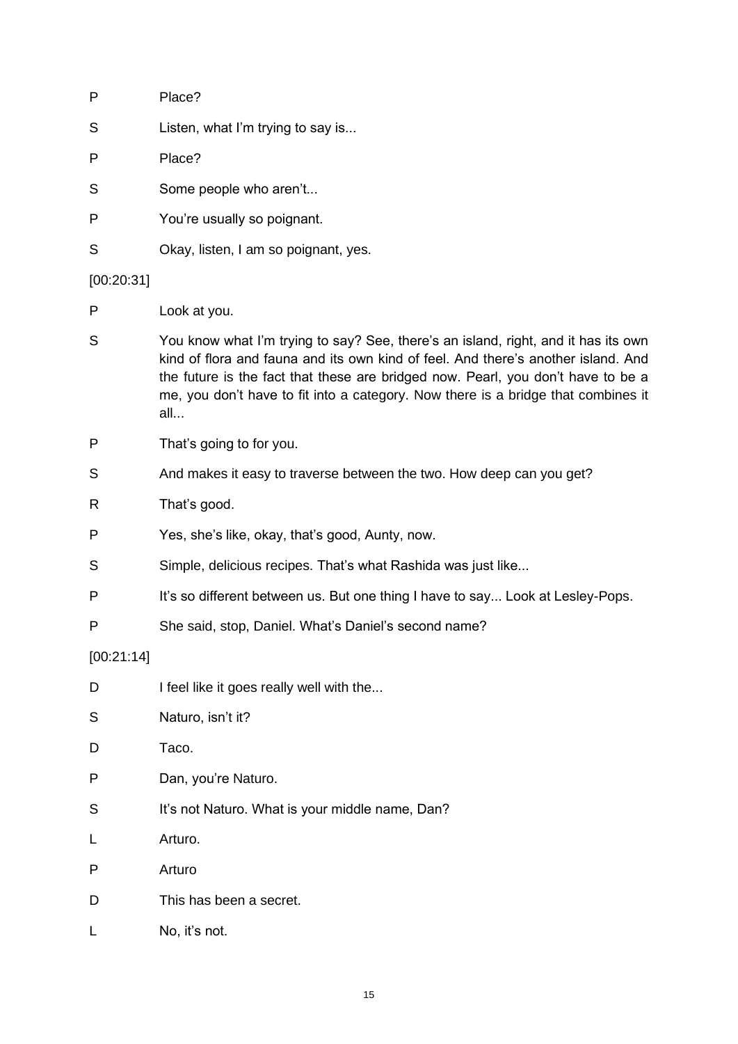P Place?

S Listen, what I'm trying to say is...

P Place?

S Some people who aren't...

P You're usually so poignant.

S Okay, listen, I am so poignant, yes.

[00:20:31]

P Look at you.

S You know what I'm trying to say? See, there's an island, right, and it has its own kind of flora and fauna and its own kind of feel. And there's another island. And the future is the fact that these are bridged now. Pearl, you don't have to be a me, you don't have to fit into a category. Now there is a bridge that combines it all...

P That's going to for you.

S And makes it easy to traverse between the two. How deep can you get?

R That's good.

P Yes, she's like, okay, that's good, Aunty, now.

S Simple, delicious recipes. That's what Rashida was just like...

P It's so different between us. But one thing I have to say... Look at Lesley-Pops.

P She said, stop, Daniel. What's Daniel's second name?

[00:21:14]

D I feel like it goes really well with the...

S Naturo, isn't it?

D Taco.

P Dan, you're Naturo.

S It's not Naturo. What is your middle name, Dan?

L Arturo.

P Arturo

D This has been a secret.

L No, it's not.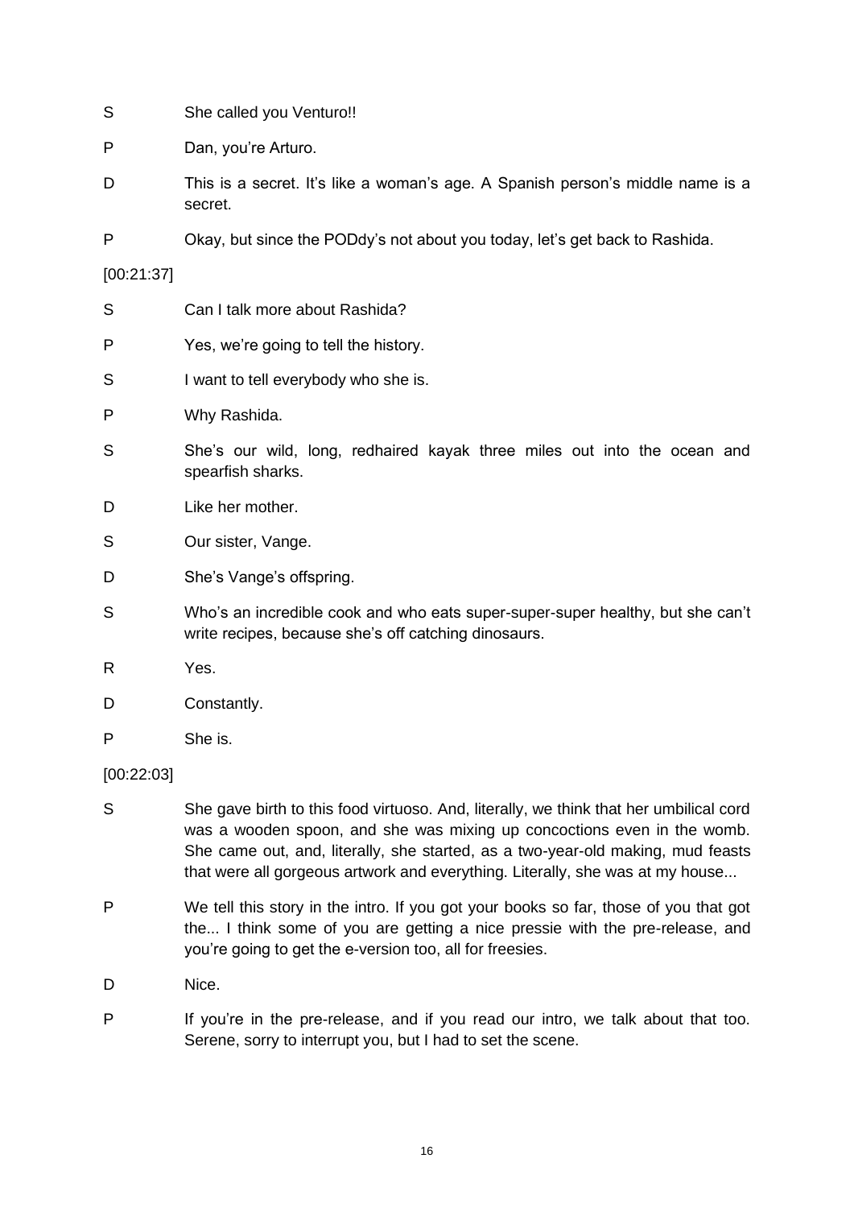S She called you Venturo!!

P Dan, you're Arturo.

D This is a secret. It's like a woman's age. A Spanish person's middle name is a secret.

P Okay, but since the PODdy's not about you today, let's get back to Rashida.

[00:21:37]

S Can I talk more about Rashida?

P Yes, we're going to tell the history.

S I want to tell everybody who she is.

P Why Rashida.

S She's our wild, long, redhaired kayak three miles out into the ocean and spearfish sharks.

D Like her mother.

S Our sister, Vange.

D She's Vange's offspring.

S Who's an incredible cook and who eats super-super-super healthy, but she can't write recipes, because she's off catching dinosaurs.

R Yes.

D Constantly.

P She is.

[00:22:03]

S She gave birth to this food virtuoso. And, literally, we think that her umbilical cord was a wooden spoon, and she was mixing up concoctions even in the womb. She came out, and, literally, she started, as a two-year-old making, mud feasts that were all gorgeous artwork and everything. Literally, she was at my house...

P We tell this story in the intro. If you got your books so far, those of you that got the... I think some of you are getting a nice pressie with the pre-release, and you're going to get the e-version too, all for freesies.

D Nice.

P If you're in the pre-release, and if you read our intro, we talk about that too. Serene, sorry to interrupt you, but I had to set the scene.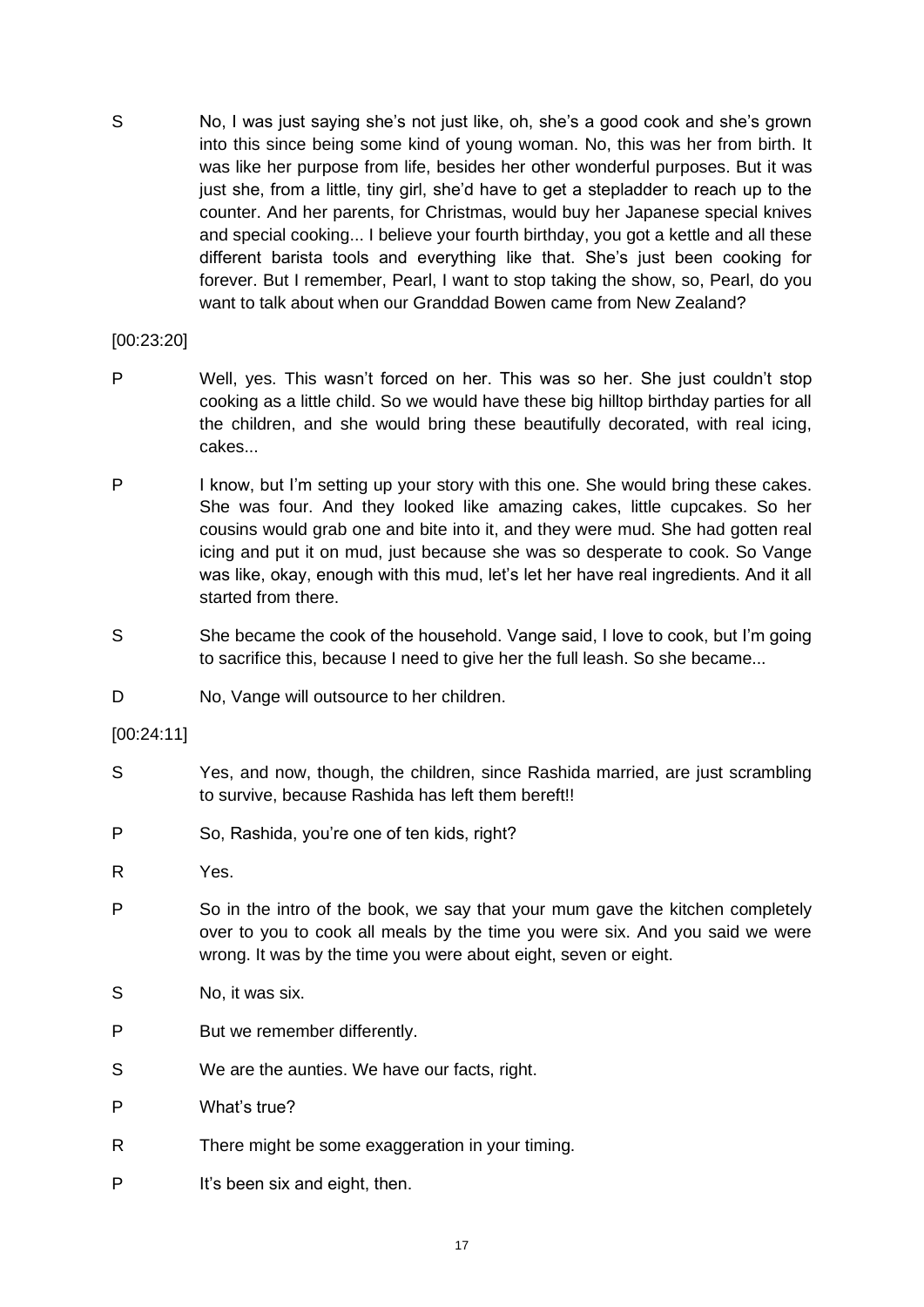S No, I was just saying she's not just like, oh, she's a good cook and she's grown into this since being some kind of young woman. No, this was her from birth. It was like her purpose from life, besides her other wonderful purposes. But it was just she, from a little, tiny girl, she'd have to get a stepladder to reach up to the counter. And her parents, for Christmas, would buy her Japanese special knives and special cooking... I believe your fourth birthday, you got a kettle and all these different barista tools and everything like that. She's just been cooking for forever. But I remember, Pearl, I want to stop taking the show, so, Pearl, do you want to talk about when our Granddad Bowen came from New Zealand?

[00:23:20]

P Well, yes. This wasn't forced on her. This was so her. She just couldn't stop cooking as a little child. So we would have these big hilltop birthday parties for all the children, and she would bring these beautifully decorated, with real icing, cakes...

P I know, but I'm setting up your story with this one. She would bring these cakes. She was four. And they looked like amazing cakes, little cupcakes. So her cousins would grab one and bite into it, and they were mud. She had gotten real icing and put it on mud, just because she was so desperate to cook. So Vange was like, okay, enough with this mud, let's let her have real ingredients. And it all started from there.

S She became the cook of the household. Vange said, I love to cook, but I'm going to sacrifice this, because I need to give her the full leash. So she became...

D No, Vange will outsource to her children.

[00:24:11]

S Yes, and now, though, the children, since Rashida married, are just scrambling to survive, because Rashida has left them bereft!!

P So, Rashida, you're one of ten kids, right?

R Yes.

P So in the intro of the book, we say that your mum gave the kitchen completely over to you to cook all meals by the time you were six. And you said we were wrong. It was by the time you were about eight, seven or eight.

S No, it was six.

P But we remember differently.

S We are the aunties. We have our facts, right.

P What's true?

R There might be some exaggeration in your timing.

P It's been six and eight, then.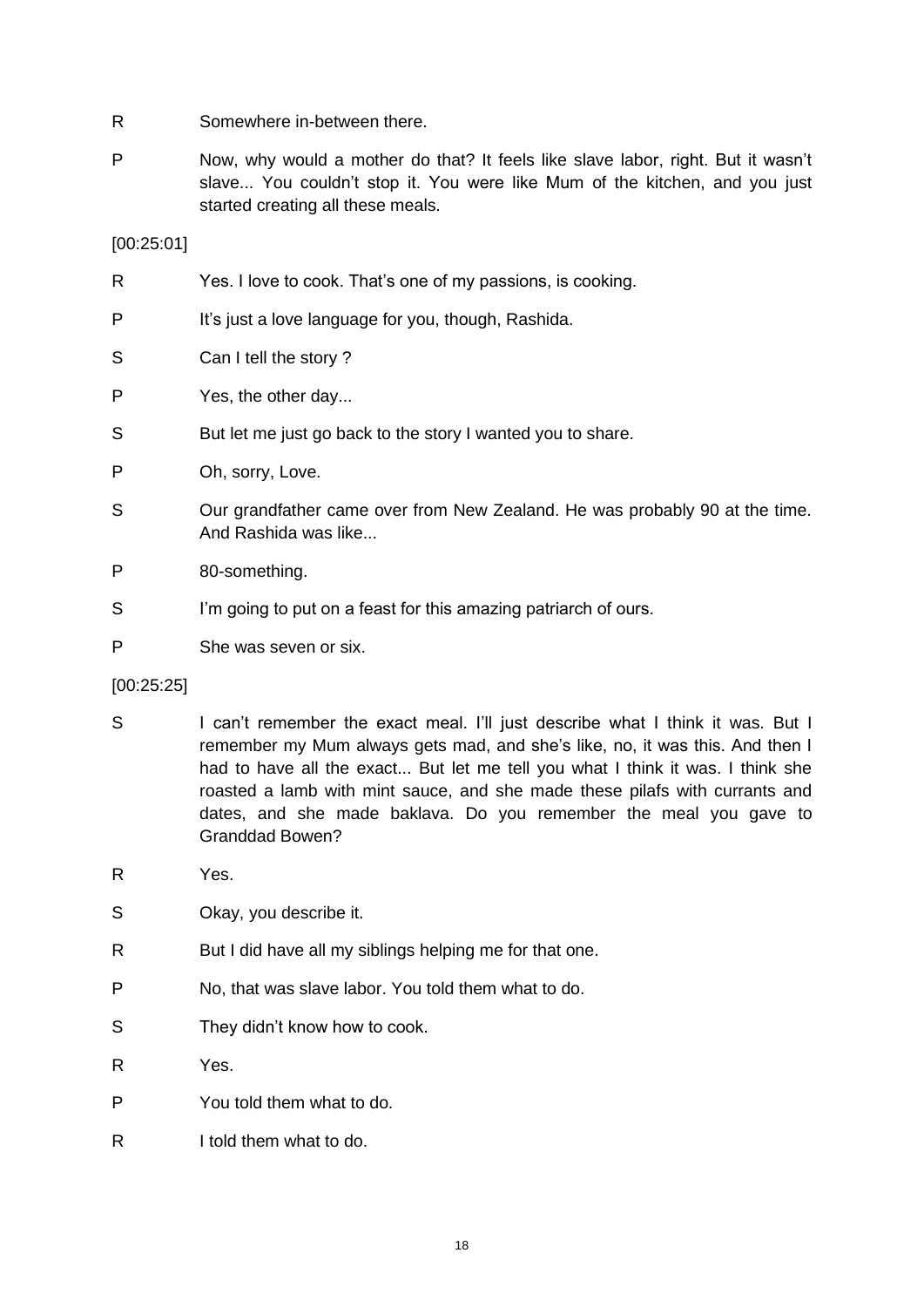R Somewhere in-between there.

P Now, why would a mother do that? It feels like slave labor, right. But it wasn't slave... You couldn't stop it. You were like Mum of the kitchen, and you just started creating all these meals.

[00:25:01]

R Yes. I love to cook. That's one of my passions, is cooking.

P It's just a love language for you, though, Rashida.

S Can I tell the story ?

P Yes, the other day...

S But let me just go back to the story I wanted you to share.

P Oh, sorry, Love.

S Our grandfather came over from New Zealand. He was probably 90 at the time. And Rashida was like...

P 80-something.

S I'm going to put on a feast for this amazing patriarch of ours.

P She was seven or six.

[00:25:25]

S I can't remember the exact meal. I'll just describe what I think it was. But I remember my Mum always gets mad, and she's like, no, it was this. And then I had to have all the exact... But let me tell you what I think it was. I think she roasted a lamb with mint sauce, and she made these pilafs with currants and dates, and she made baklava. Do you remember the meal you gave to Granddad Bowen?

R Yes.

S Okay, you describe it.

R But I did have all my siblings helping me for that one.

P No, that was slave labor. You told them what to do.

S They didn't know how to cook.

R Yes.

P You told them what to do.

R I told them what to do.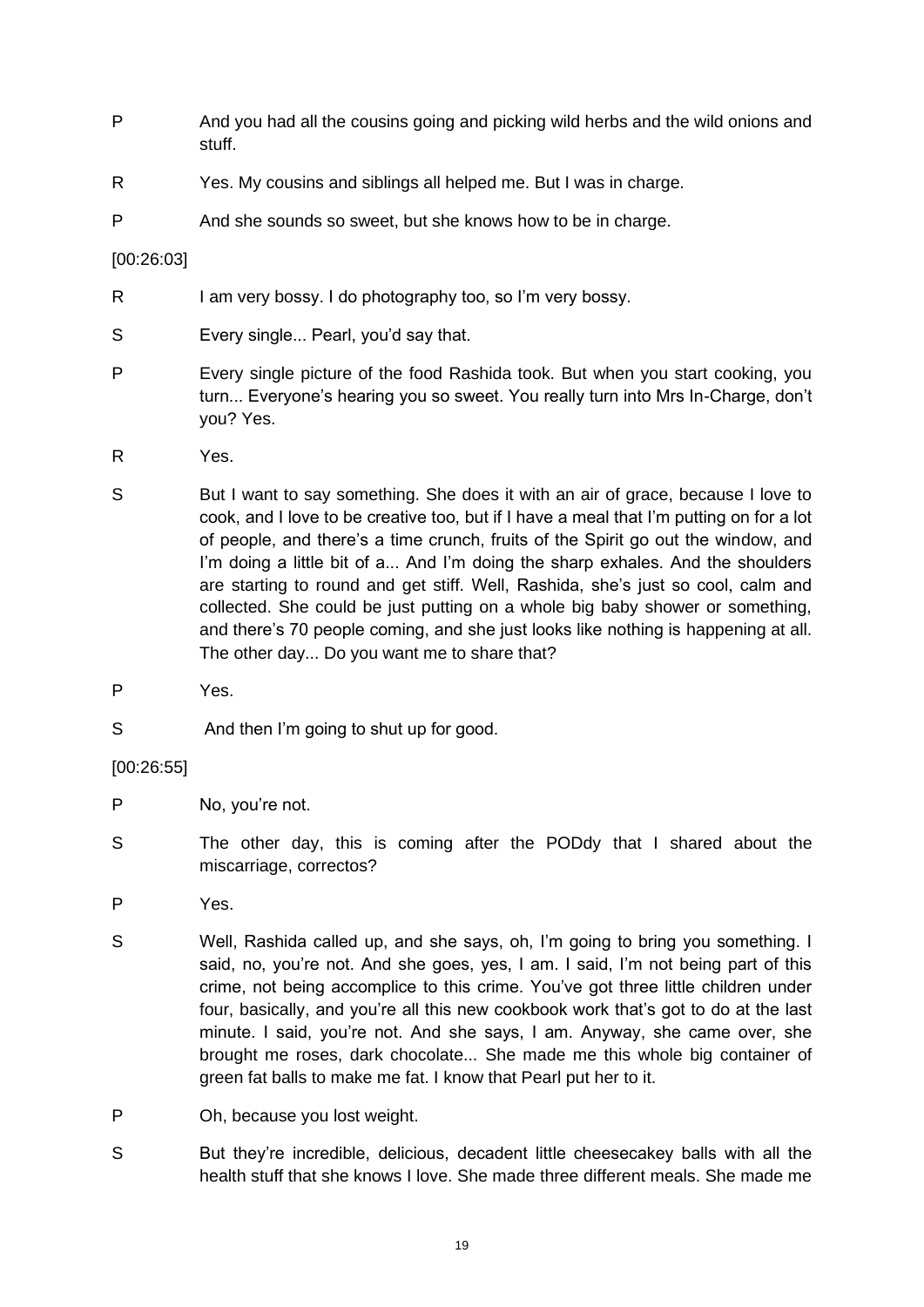P And you had all the cousins going and picking wild herbs and the wild onions and stuff.

R Yes. My cousins and siblings all helped me. But I was in charge.

P And she sounds so sweet, but she knows how to be in charge.

[00:26:03]

R I am very bossy. I do photography too, so I'm very bossy.

S Every single... Pearl, you'd say that.

P Every single picture of the food Rashida took. But when you start cooking, you turn... Everyone's hearing you so sweet. You really turn into Mrs In-Charge, don't you? Yes.

R Yes.

S But I want to say something. She does it with an air of grace, because I love to cook, and I love to be creative too, but if I have a meal that I'm putting on for a lot of people, and there's a time crunch, fruits of the Spirit go out the window, and I'm doing a little bit of a... And I'm doing the sharp exhales. And the shoulders are starting to round and get stiff. Well, Rashida, she's just so cool, calm and collected. She could be just putting on a whole big baby shower or something, and there's 70 people coming, and she just looks like nothing is happening at all. The other day... Do you want me to share that?

P Yes.

S And then I'm going to shut up for good.

[00:26:55]

P No, you're not.

S The other day, this is coming after the PODdy that I shared about the miscarriage, correctos?

P Yes.

S Well, Rashida called up, and she says, oh, I'm going to bring you something. I said, no, you're not. And she goes, yes, I am. I said, I'm not being part of this crime, not being accomplice to this crime. You've got three little children under four, basically, and you're all this new cookbook work that's got to do at the last minute. I said, you're not. And she says, I am. Anyway, she came over, she brought me roses, dark chocolate... She made me this whole big container of green fat balls to make me fat. I know that Pearl put her to it.

P Oh, because you lost weight.

S But they're incredible, delicious, decadent little cheesecakey balls with all the health stuff that she knows I love. She made three different meals. She made me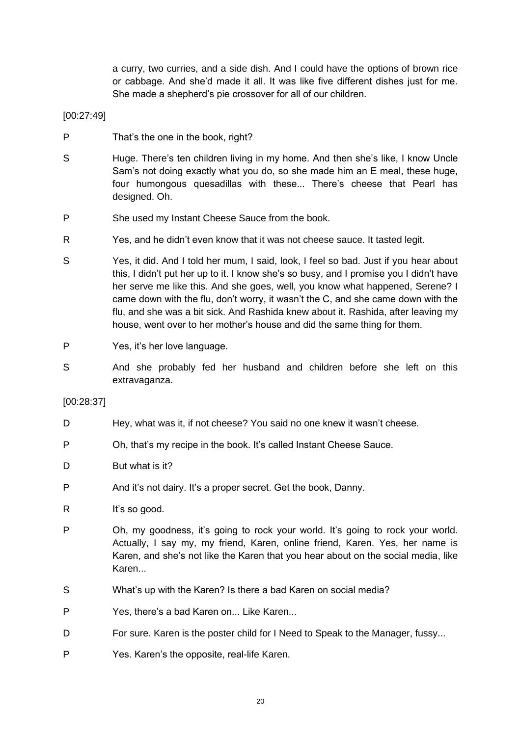a curry, two curries, and a side dish. And I could have the options of brown rice or cabbage. And she'd made it all. It was like five different dishes just for me. She made a shepherd's pie crossover for all of our children.

[00:27:49]

P That's the one in the book, right?

S Huge. There's ten children living in my home. And then she's like, I know Uncle Sam's not doing exactly what you do, so she made him an E meal, these huge, four humongous quesadillas with these... There's cheese that Pearl has designed. Oh.

P She used my Instant Cheese Sauce from the book.

R Yes, and he didn't even know that it was not cheese sauce. It tasted legit.

S Yes, it did. And I told her mum, I said, look, I feel so bad. Just if you hear about this, I didn't put her up to it. I know she's so busy, and I promise you I didn't have her serve me like this. And she goes, well, you know what happened, Serene? I came down with the flu, don't worry, it wasn't the C, and she came down with the flu, and she was a bit sick. And Rashida knew about it. Rashida, after leaving my house, went over to her mother's house and did the same thing for them.

P Yes, it's her love language.

S And she probably fed her husband and children before she left on this extravaganza.

[00:28:37]

D Hey, what was it, if not cheese? You said no one knew it wasn't cheese.

P Oh, that's my recipe in the book. It's called Instant Cheese Sauce.

D But what is it?

P And it's not dairy. It's a proper secret. Get the book, Danny.

R It's so good.

P Oh, my goodness, it's going to rock your world. It's going to rock your world. Actually, I say my, my friend, Karen, online friend, Karen. Yes, her name is Karen, and she's not like the Karen that you hear about on the social media, like Karen...

S What's up with the Karen? Is there a bad Karen on social media?

P Yes, there's a bad Karen on... Like Karen...

D For sure. Karen is the poster child for I Need to Speak to the Manager, fussy...

P Yes. Karen's the opposite, real-life Karen.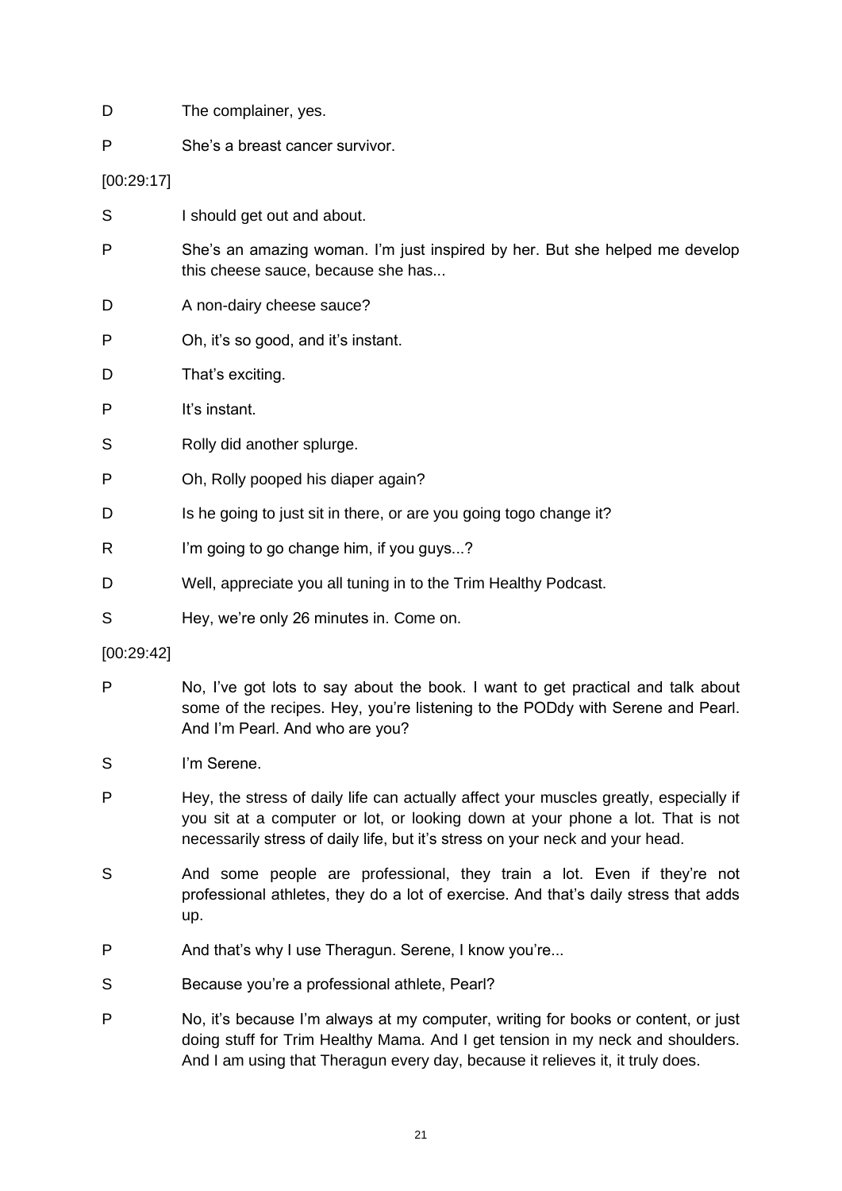D The complainer, yes.

P She's a breast cancer survivor.

[00:29:17]

S I should get out and about.

P She's an amazing woman. I'm just inspired by her. But she helped me develop this cheese sauce, because she has...

D A non-dairy cheese sauce?

P Oh, it's so good, and it's instant.

D That's exciting.

P It's instant.

S Rolly did another splurge.

P Oh, Rolly pooped his diaper again?

D Is he going to just sit in there, or are you going togo change it?

R I'm going to go change him, if you guys...?

D Well, appreciate you all tuning in to the Trim Healthy Podcast.

S Hey, we're only 26 minutes in. Come on.

[00:29:42]

P No, I've got lots to say about the book. I want to get practical and talk about some of the recipes. Hey, you're listening to the PODdy with Serene and Pearl. And I'm Pearl. And who are you?

S I'm Serene.

P Hey, the stress of daily life can actually affect your muscles greatly, especially if you sit at a computer or lot, or looking down at your phone a lot. That is not necessarily stress of daily life, but it's stress on your neck and your head.

S And some people are professional, they train a lot. Even if they're not professional athletes, they do a lot of exercise. And that's daily stress that adds up.

P And that's why I use Theragun. Serene, I know you're...

S Because you're a professional athlete, Pearl?

P No, it's because I'm always at my computer, writing for books or content, or just doing stuff for Trim Healthy Mama. And I get tension in my neck and shoulders. And I am using that Theragun every day, because it relieves it, it truly does.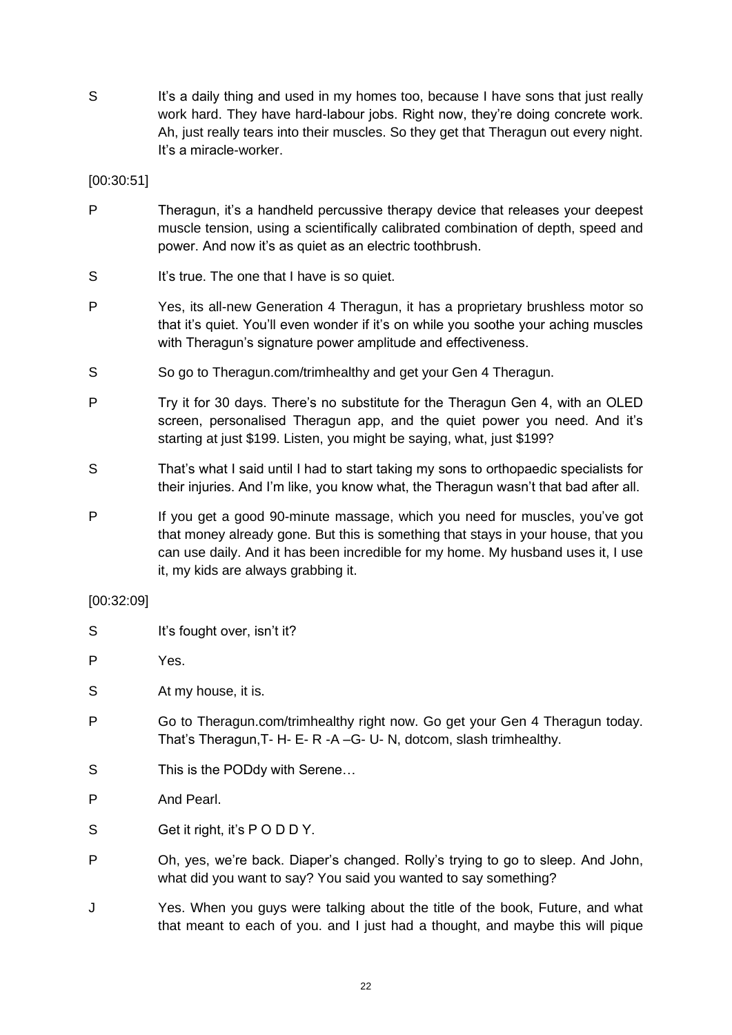S It's a daily thing and used in my homes too, because I have sons that just really work hard. They have hard-labour jobs. Right now, they're doing concrete work. Ah, just really tears into their muscles. So they get that Theragun out every night. It's a miracle-worker.

[00:30:51]

P Theragun, it's a handheld percussive therapy device that releases your deepest muscle tension, using a scientifically calibrated combination of depth, speed and power. And now it's as quiet as an electric toothbrush.

S It's true. The one that I have is so quiet.

P Yes, its all-new Generation 4 Theragun, it has a proprietary brushless motor so that it's quiet. You'll even wonder if it's on while you soothe your aching muscles with Theragun's signature power amplitude and effectiveness.

S So go to Theragun.com/trimhealthy and get your Gen 4 Theragun.

P Try it for 30 days. There's no substitute for the Theragun Gen 4, with an OLED screen, personalised Theragun app, and the quiet power you need. And it's starting at just $199. Listen, you might be saying, what, just $199?

S That's what I said until I had to start taking my sons to orthopaedic specialists for their injuries. And I'm like, you know what, the Theragun wasn't that bad after all.

P If you get a good 90-minute massage, which you need for muscles, you've got that money already gone. But this is something that stays in your house, that you can use daily. And it has been incredible for my home. My husband uses it, I use it, my kids are always grabbing it.

[00:32:09]

S It's fought over, isn't it?

P Yes.

S At my house, it is.

P Go to Theragun.com/trimhealthy right now. Go get your Gen 4 Theragun today. That's Theragun,T- H- E- R -A –G- U- N, dotcom, slash trimhealthy.

S This is the PODdy with Serene…

P And Pearl.

S Get it right, it's P O D D Y.

P Oh, yes, we're back. Diaper's changed. Rolly's trying to go to sleep. And John, what did you want to say? You said you wanted to say something?

J Yes. When you guys were talking about the title of the book, Future, and what that meant to each of you. and I just had a thought, and maybe this will pique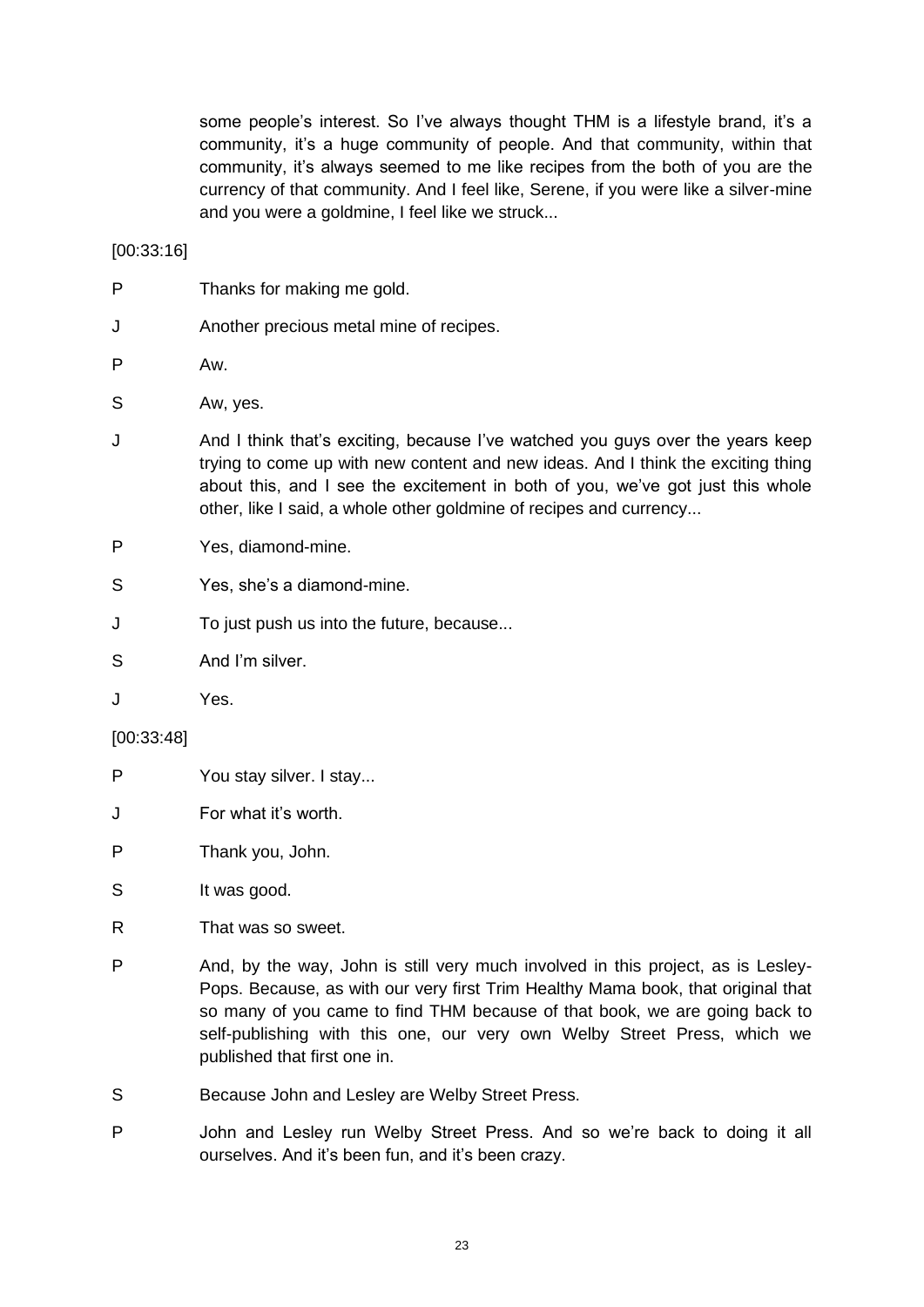some people's interest. So I've always thought THM is a lifestyle brand, it's a community, it's a huge community of people. And that community, within that community, it's always seemed to me like recipes from the both of you are the currency of that community. And I feel like, Serene, if you were like a silver-mine and you were a goldmine, I feel like we struck...

[00:33:16]

P Thanks for making me gold.

J Another precious metal mine of recipes.

P Aw.

S Aw, yes.

J And I think that's exciting, because I've watched you guys over the years keep trying to come up with new content and new ideas. And I think the exciting thing about this, and I see the excitement in both of you, we've got just this whole other, like I said, a whole other goldmine of recipes and currency...

P Yes, diamond-mine.

S Yes, she's a diamond-mine.

J To just push us into the future, because...

S And I'm silver.

J Yes.

[00:33:48]

P You stay silver. I stay...

J For what it's worth.

P Thank you, John.

S It was good.

R That was so sweet.

P And, by the way, John is still very much involved in this project, as is Lesley-Pops. Because, as with our very first Trim Healthy Mama book, that original that so many of you came to find THM because of that book, we are going back to self-publishing with this one, our very own Welby Street Press, which we published that first one in.

S Because John and Lesley are Welby Street Press.

P John and Lesley run Welby Street Press. And so we're back to doing it all ourselves. And it's been fun, and it's been crazy.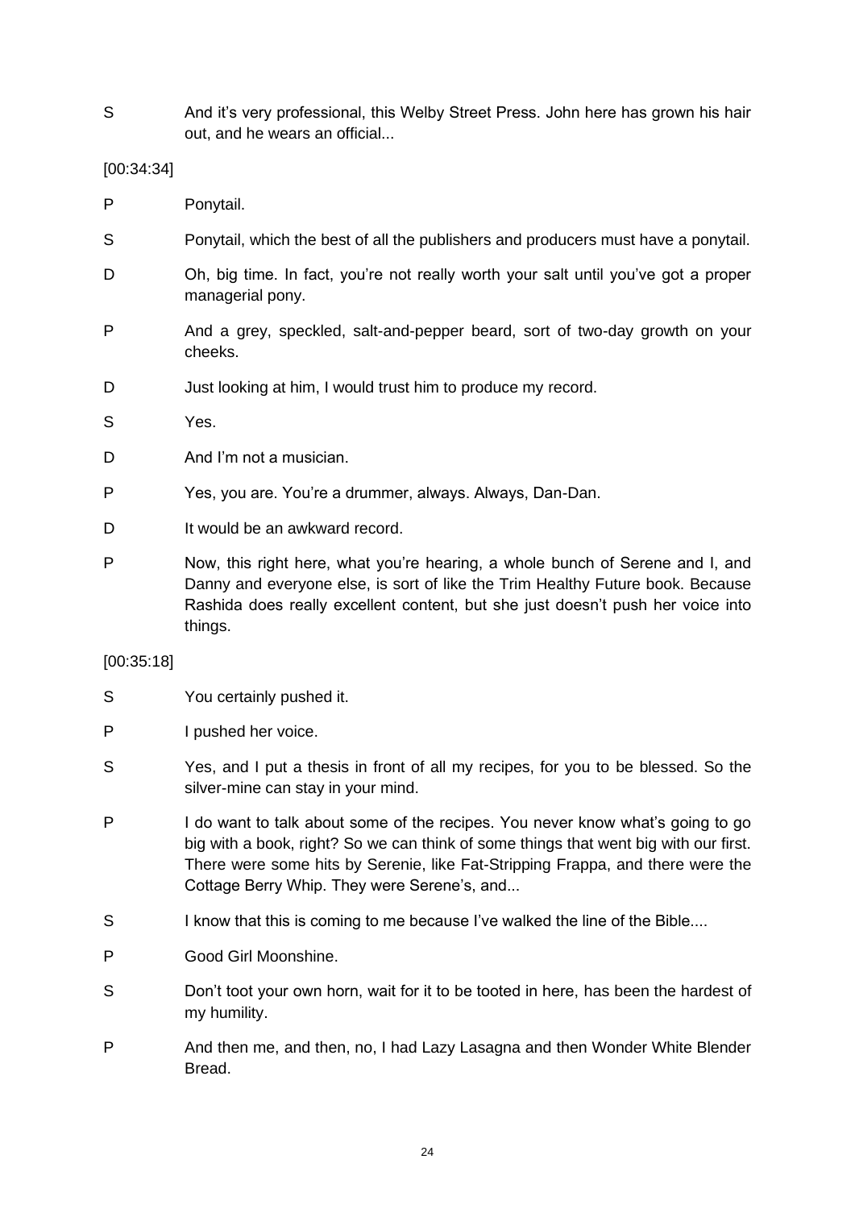S And it's very professional, this Welby Street Press. John here has grown his hair out, and he wears an official...

[00:34:34]

P Ponytail.

S Ponytail, which the best of all the publishers and producers must have a ponytail.

D Oh, big time. In fact, you're not really worth your salt until you've got a proper managerial pony.

P And a grey, speckled, salt-and-pepper beard, sort of two-day growth on your cheeks.

D Just looking at him, I would trust him to produce my record.

S Yes.

D And I'm not a musician.

P Yes, you are. You're a drummer, always. Always, Dan-Dan.

D It would be an awkward record.

P Now, this right here, what you're hearing, a whole bunch of Serene and I, and Danny and everyone else, is sort of like the Trim Healthy Future book. Because Rashida does really excellent content, but she just doesn't push her voice into things.

[00:35:18]

S You certainly pushed it.

P I pushed her voice.

S Yes, and I put a thesis in front of all my recipes, for you to be blessed. So the silver-mine can stay in your mind.

P I do want to talk about some of the recipes. You never know what's going to go big with a book, right? So we can think of some things that went big with our first. There were some hits by Serenie, like Fat-Stripping Frappa, and there were the Cottage Berry Whip. They were Serene's, and...

S I know that this is coming to me because I've walked the line of the Bible....

P Good Girl Moonshine.

S Don't toot your own horn, wait for it to be tooted in here, has been the hardest of my humility.

P And then me, and then, no, I had Lazy Lasagna and then Wonder White Blender Bread.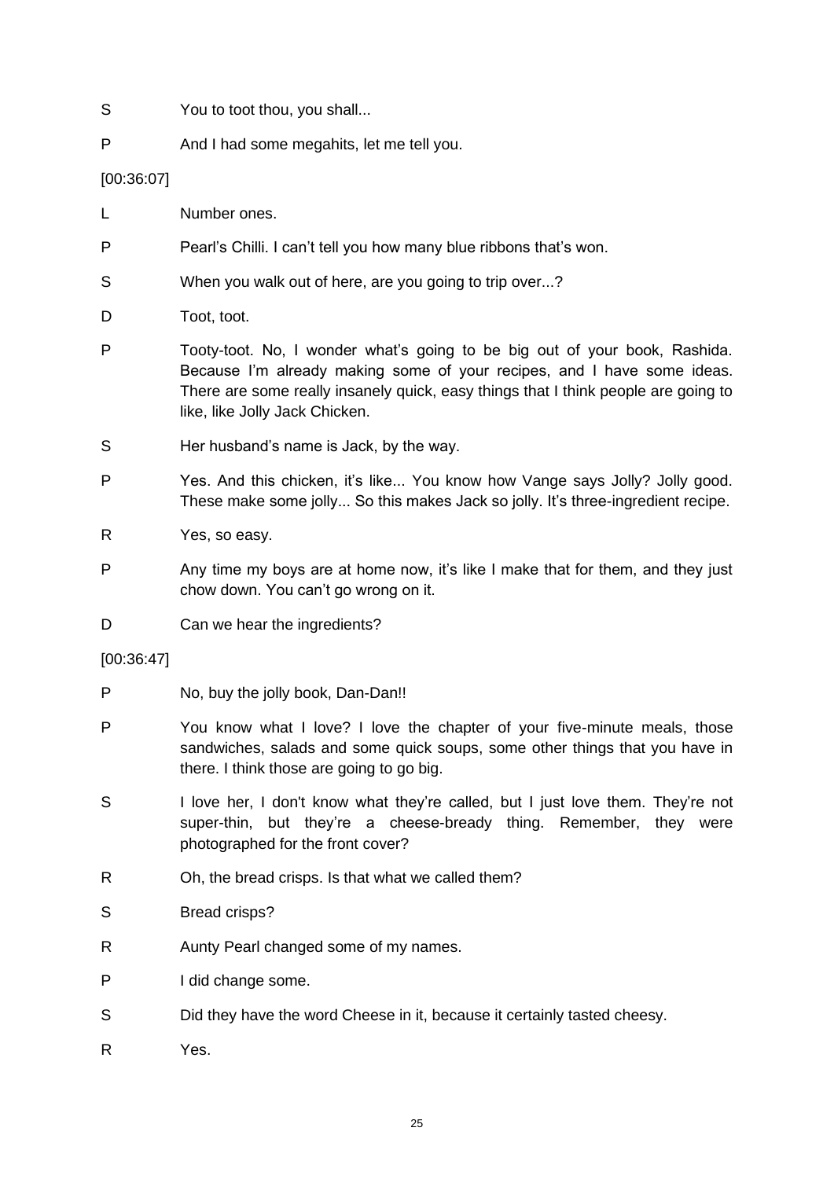S You to toot thou, you shall...

P And I had some megahits, let me tell you.

[00:36:07]

L Number ones.

P Pearl's Chilli. I can't tell you how many blue ribbons that's won.

S When you walk out of here, are you going to trip over...?

D Toot, toot.

P Tooty-toot. No, I wonder what's going to be big out of your book, Rashida. Because I'm already making some of your recipes, and I have some ideas. There are some really insanely quick, easy things that I think people are going to like, like Jolly Jack Chicken.

S Her husband's name is Jack, by the way.

P Yes. And this chicken, it's like... You know how Vange says Jolly? Jolly good. These make some jolly... So this makes Jack so jolly. It's three-ingredient recipe.

R Yes, so easy.

P Any time my boys are at home now, it's like I make that for them, and they just chow down. You can't go wrong on it.

D Can we hear the ingredients?

[00:36:47]

P No, buy the jolly book, Dan-Dan!!

P You know what I love? I love the chapter of your five-minute meals, those sandwiches, salads and some quick soups, some other things that you have in there. I think those are going to go big.

S I love her, I don't know what they're called, but I just love them. They're not super-thin, but they're a cheese-bready thing. Remember, they were photographed for the front cover?

R Oh, the bread crisps. Is that what we called them?

S Bread crisps?

R Aunty Pearl changed some of my names.

P I did change some.

S Did they have the word Cheese in it, because it certainly tasted cheesy.

R Yes.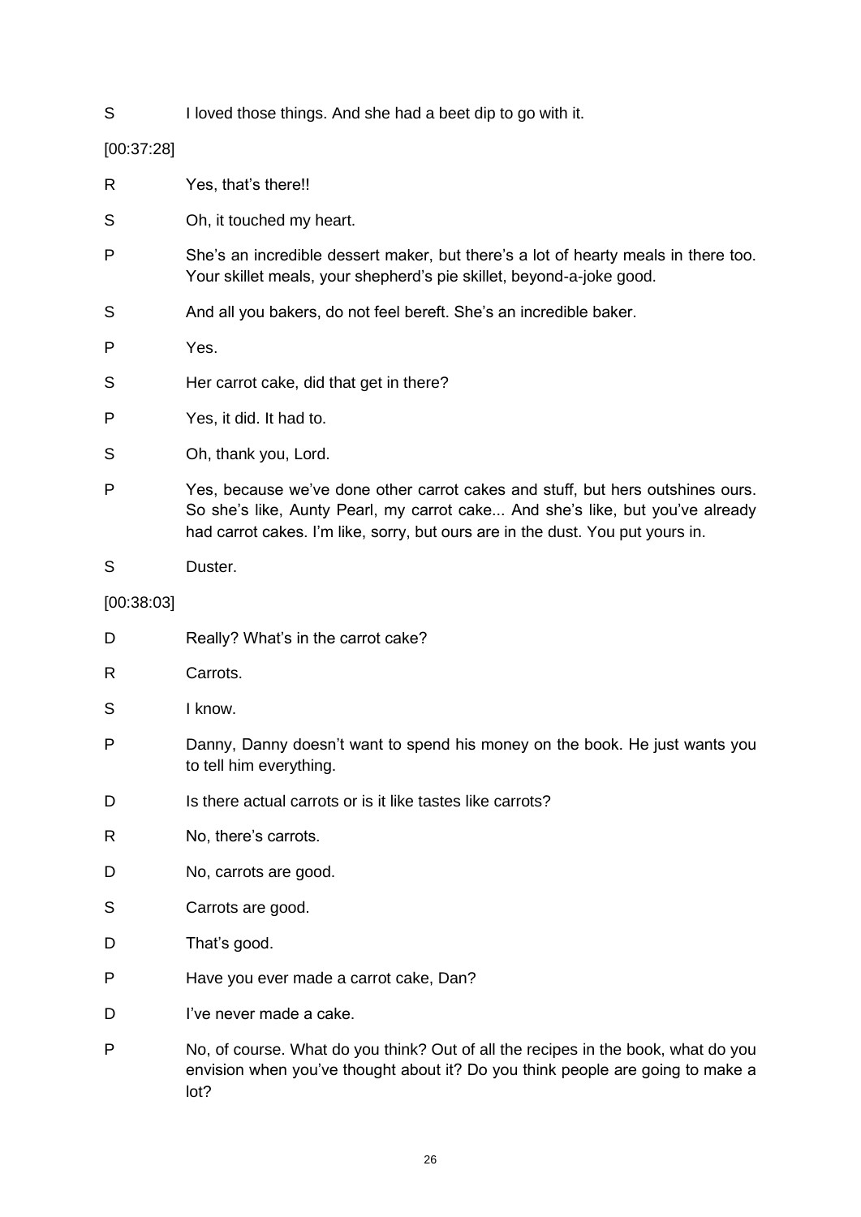S I loved those things. And she had a beet dip to go with it.

[00:37:28]

R Yes, that's there!!

S Oh, it touched my heart.

P She's an incredible dessert maker, but there's a lot of hearty meals in there too. Your skillet meals, your shepherd's pie skillet, beyond-a-joke good.

S And all you bakers, do not feel bereft. She's an incredible baker.

P Yes.

S Her carrot cake, did that get in there?

P Yes, it did. It had to.

S Oh, thank you, Lord.

P Yes, because we've done other carrot cakes and stuff, but hers outshines ours. So she's like, Aunty Pearl, my carrot cake... And she's like, but you've already had carrot cakes. I'm like, sorry, but ours are in the dust. You put yours in.

S Duster.

[00:38:03]

D Really? What's in the carrot cake?

R Carrots.

S I know.

P Danny, Danny doesn't want to spend his money on the book. He just wants you to tell him everything.

D Is there actual carrots or is it like tastes like carrots?

R No, there's carrots.

D No, carrots are good.

S Carrots are good.

D That's good.

P Have you ever made a carrot cake, Dan?

D I've never made a cake.

P No, of course. What do you think? Out of all the recipes in the book, what do you envision when you've thought about it? Do you think people are going to make a lot?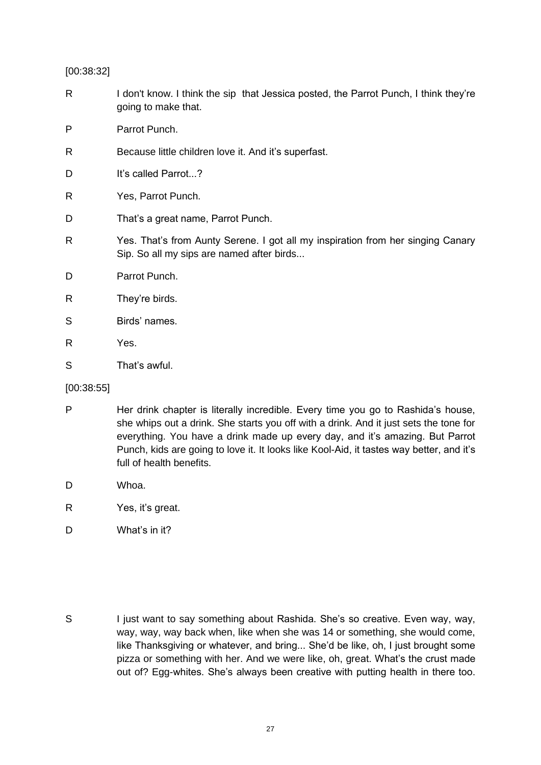[00:38:32]

R I don't know. I think the sip that Jessica posted, the Parrot Punch, I think they're going to make that.

P Parrot Punch.

R Because little children love it. And it's superfast.

D It's called Parrot...?

R Yes, Parrot Punch.

D That's a great name, Parrot Punch.

R Yes. That's from Aunty Serene. I got all my inspiration from her singing Canary Sip. So all my sips are named after birds...

D Parrot Punch.

R They're birds.

S Birds' names.

R Yes.

S That's awful.

[00:38:55]

P Her drink chapter is literally incredible. Every time you go to Rashida's house, she whips out a drink. She starts you off with a drink. And it just sets the tone for everything. You have a drink made up every day, and it's amazing. But Parrot Punch, kids are going to love it. It looks like Kool-Aid, it tastes way better, and it's full of health benefits.

D Whoa.

R Yes, it's great.

D What's in it?

S I just want to say something about Rashida. She's so creative. Even way, way, way, way, way back when, like when she was 14 or something, she would come, like Thanksgiving or whatever, and bring... She'd be like, oh, I just brought some pizza or something with her. And we were like, oh, great. What's the crust made out of? Egg-whites. She's always been creative with putting health in there too.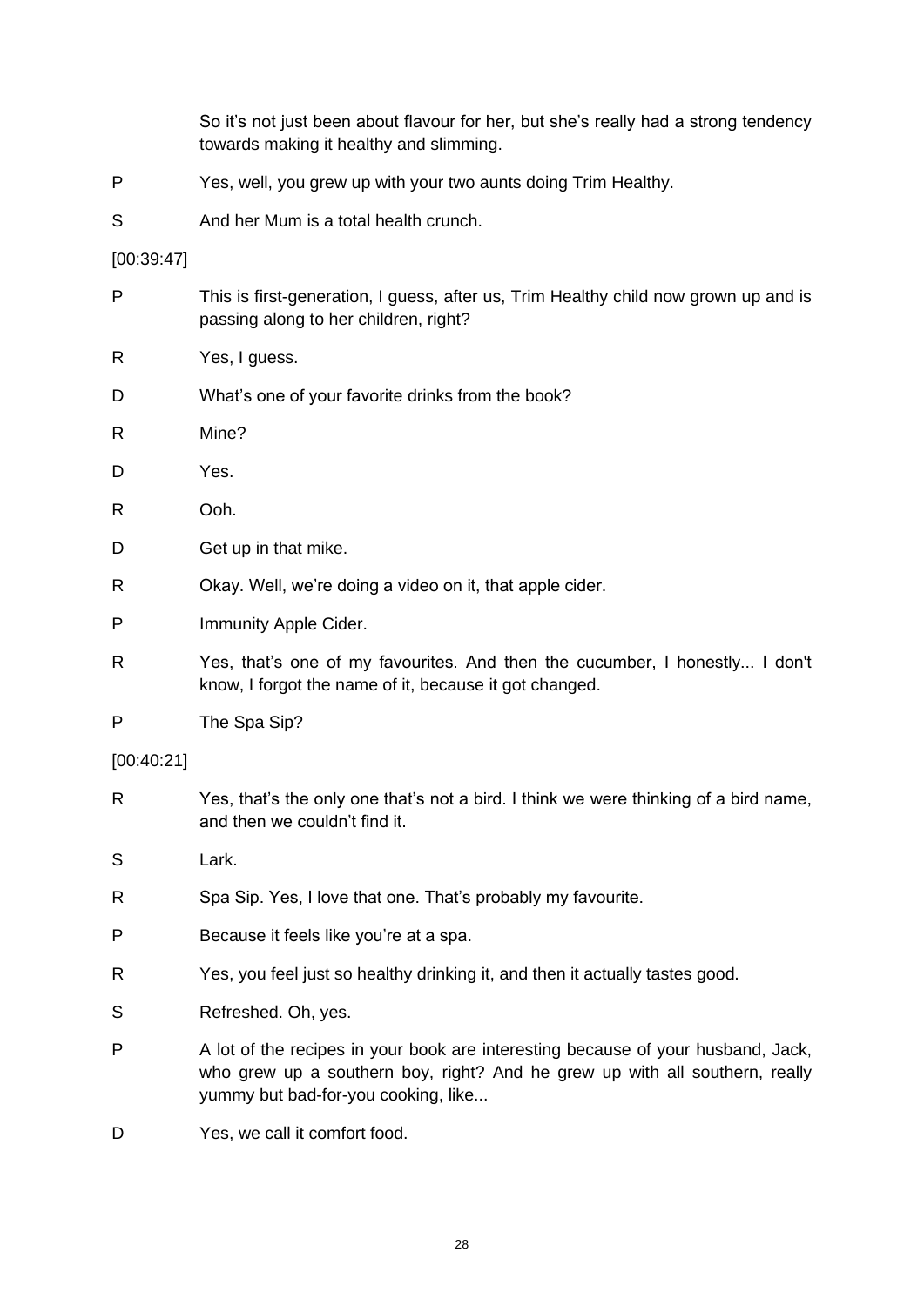So it's not just been about flavour for her, but she's really had a strong tendency towards making it healthy and slimming.

P Yes, well, you grew up with your two aunts doing Trim Healthy.

S And her Mum is a total health crunch.

[00:39:47]

P This is first-generation, I guess, after us, Trim Healthy child now grown up and is passing along to her children, right?

R Yes, I guess.

D What's one of your favorite drinks from the book?

R Mine?

D Yes.

R Ooh.

D Get up in that mike.

R Okay. Well, we're doing a video on it, that apple cider.

P Immunity Apple Cider.

R Yes, that's one of my favourites. And then the cucumber, I honestly... I don't know, I forgot the name of it, because it got changed.

P The Spa Sip?

[00:40:21]

R Yes, that's the only one that's not a bird. I think we were thinking of a bird name, and then we couldn't find it.

S Lark.

R Spa Sip. Yes, I love that one. That's probably my favourite.

P Because it feels like you're at a spa.

R Yes, you feel just so healthy drinking it, and then it actually tastes good.

S Refreshed. Oh, yes.

P A lot of the recipes in your book are interesting because of your husband, Jack, who grew up a southern boy, right? And he grew up with all southern, really yummy but bad-for-you cooking, like...

D Yes, we call it comfort food.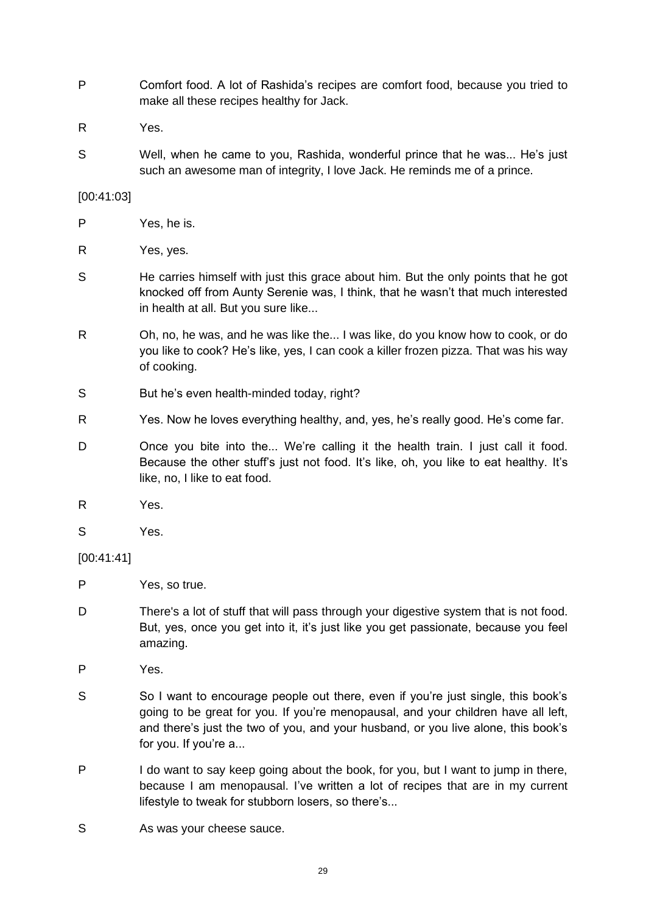P Comfort food. A lot of Rashida's recipes are comfort food, because you tried to make all these recipes healthy for Jack.

R Yes.

S Well, when he came to you, Rashida, wonderful prince that he was... He's just such an awesome man of integrity, I love Jack. He reminds me of a prince.

[00:41:03]

P Yes, he is.

R Yes, yes.

S He carries himself with just this grace about him. But the only points that he got knocked off from Aunty Serenie was, I think, that he wasn't that much interested in health at all. But you sure like...

R Oh, no, he was, and he was like the... I was like, do you know how to cook, or do you like to cook? He's like, yes, I can cook a killer frozen pizza. That was his way of cooking.

S But he's even health-minded today, right?

R Yes. Now he loves everything healthy, and, yes, he's really good. He's come far.

D Once you bite into the... We're calling it the health train. I just call it food. Because the other stuff's just not food. It's like, oh, you like to eat healthy. It's like, no, I like to eat food.

R Yes.

S Yes.

[00:41:41]

P Yes, so true.

D There's a lot of stuff that will pass through your digestive system that is not food. But, yes, once you get into it, it's just like you get passionate, because you feel amazing.

P Yes.

S So I want to encourage people out there, even if you're just single, this book's going to be great for you. If you're menopausal, and your children have all left, and there's just the two of you, and your husband, or you live alone, this book's for you. If you're a...

P I do want to say keep going about the book, for you, but I want to jump in there, because I am menopausal. I've written a lot of recipes that are in my current lifestyle to tweak for stubborn losers, so there's...

S As was your cheese sauce.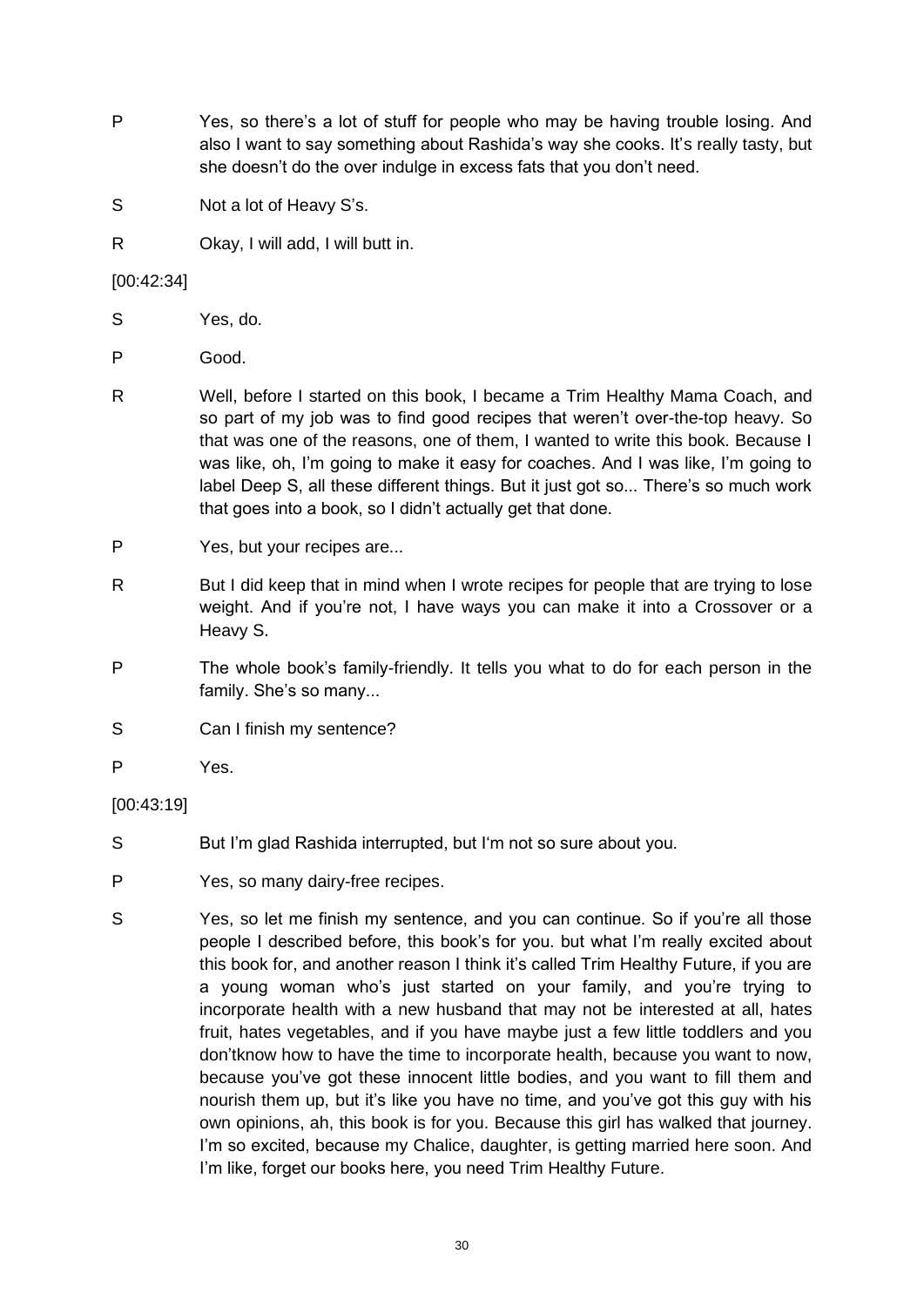P Yes, so there's a lot of stuff for people who may be having trouble losing. And also I want to say something about Rashida's way she cooks. It's really tasty, but she doesn't do the over indulge in excess fats that you don't need.

S Not a lot of Heavy S's.

R Okay, I will add, I will butt in.

[00:42:34]

S Yes, do.

P Good.

R Well, before I started on this book, I became a Trim Healthy Mama Coach, and so part of my job was to find good recipes that weren't over-the-top heavy. So that was one of the reasons, one of them, I wanted to write this book. Because I was like, oh, I'm going to make it easy for coaches. And I was like, I'm going to label Deep S, all these different things. But it just got so... There's so much work that goes into a book, so I didn't actually get that done.

P Yes, but your recipes are...

R But I did keep that in mind when I wrote recipes for people that are trying to lose weight. And if you're not, I have ways you can make it into a Crossover or a Heavy S.

P The whole book's family-friendly. It tells you what to do for each person in the family. She's so many...

S Can I finish my sentence?

P Yes.

[00:43:19]

S But I'm glad Rashida interrupted, but I'm not so sure about you.

P Yes, so many dairy-free recipes.

S Yes, so let me finish my sentence, and you can continue. So if you're all those people I described before, this book's for you. but what I'm really excited about this book for, and another reason I think it's called Trim Healthy Future, if you are a young woman who's just started on your family, and you're trying to incorporate health with a new husband that may not be interested at all, hates fruit, hates vegetables, and if you have maybe just a few little toddlers and you don'tknow how to have the time to incorporate health, because you want to now, because you've got these innocent little bodies, and you want to fill them and nourish them up, but it's like you have no time, and you've got this guy with his own opinions, ah, this book is for you. Because this girl has walked that journey. I'm so excited, because my Chalice, daughter, is getting married here soon. And I'm like, forget our books here, you need Trim Healthy Future.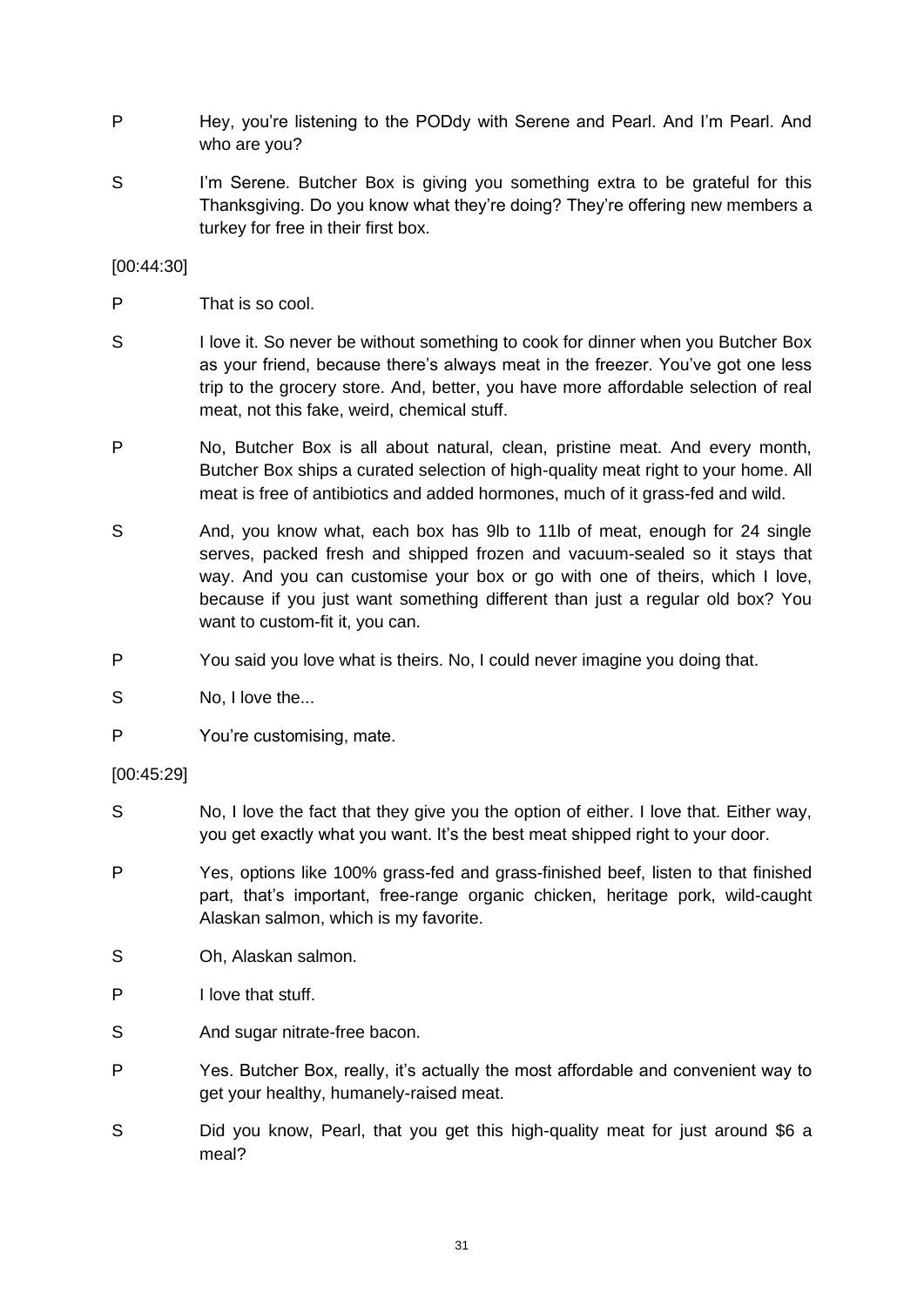P Hey, you're listening to the PODdy with Serene and Pearl. And I'm Pearl. And who are you?

S I'm Serene. Butcher Box is giving you something extra to be grateful for this Thanksgiving. Do you know what they're doing? They're offering new members a turkey for free in their first box.

[00:44:30]

P That is so cool.

S I love it. So never be without something to cook for dinner when you Butcher Box as your friend, because there's always meat in the freezer. You've got one less trip to the grocery store. And, better, you have more affordable selection of real meat, not this fake, weird, chemical stuff.

P No, Butcher Box is all about natural, clean, pristine meat. And every month, Butcher Box ships a curated selection of high-quality meat right to your home. All meat is free of antibiotics and added hormones, much of it grass-fed and wild.

S And, you know what, each box has 9lb to 11lb of meat, enough for 24 single serves, packed fresh and shipped frozen and vacuum-sealed so it stays that way. And you can customise your box or go with one of theirs, which I love, because if you just want something different than just a regular old box? You want to custom-fit it, you can.

P You said you love what is theirs. No, I could never imagine you doing that.

S No, I love the...

P You're customising, mate.

[00:45:29]

S No, I love the fact that they give you the option of either. I love that. Either way, you get exactly what you want. It's the best meat shipped right to your door.

P Yes, options like 100% grass-fed and grass-finished beef, listen to that finished part, that's important, free-range organic chicken, heritage pork, wild-caught Alaskan salmon, which is my favorite.

S Oh, Alaskan salmon.

P I love that stuff.

S And sugar nitrate-free bacon.

P Yes. Butcher Box, really, it's actually the most affordable and convenient way to get your healthy, humanely-raised meat.

S Did you know, Pearl, that you get this high-quality meat for just around $6 a meal?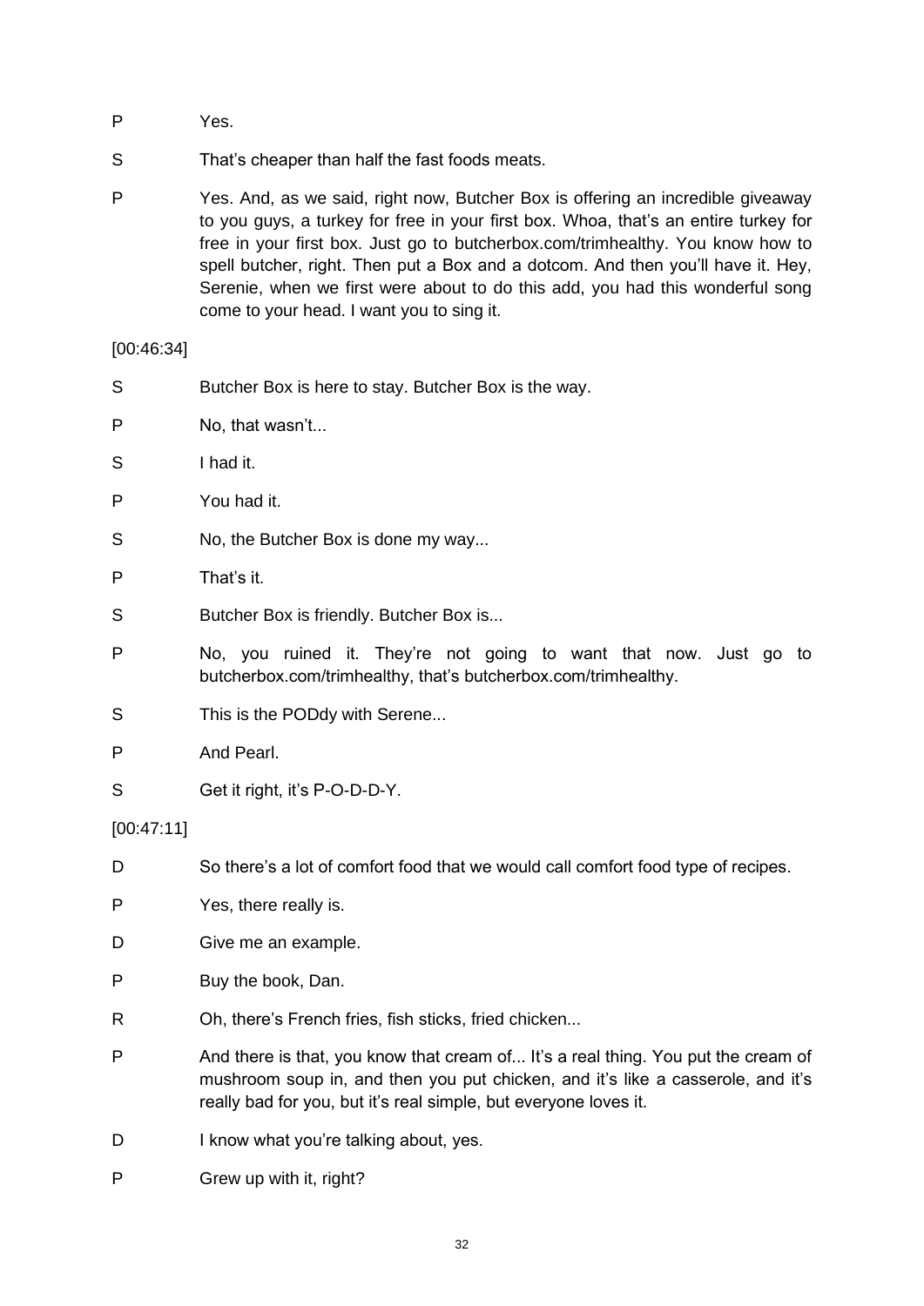P Yes.

S That's cheaper than half the fast foods meats.

P Yes. And, as we said, right now, Butcher Box is offering an incredible giveaway to you guys, a turkey for free in your first box. Whoa, that's an entire turkey for free in your first box. Just go to butcherbox.com/trimhealthy. You know how to spell butcher, right. Then put a Box and a dotcom. And then you'll have it. Hey, Serenie, when we first were about to do this add, you had this wonderful song come to your head. I want you to sing it.

[00:46:34]

S Butcher Box is here to stay. Butcher Box is the way.

P No, that wasn't...

S I had it.

P You had it.

S No, the Butcher Box is done my way...

P That's it.

S Butcher Box is friendly. Butcher Box is...

P No, you ruined it. They're not going to want that now. Just go to butcherbox.com/trimhealthy, that's butcherbox.com/trimhealthy.

S This is the PODdy with Serene...

P And Pearl.

S Get it right, it's P-O-D-D-Y.

[00:47:11]

D So there's a lot of comfort food that we would call comfort food type of recipes.

P Yes, there really is.

D Give me an example.

P Buy the book, Dan.

R Oh, there's French fries, fish sticks, fried chicken...

P And there is that, you know that cream of... It's a real thing. You put the cream of mushroom soup in, and then you put chicken, and it's like a casserole, and it's really bad for you, but it's real simple, but everyone loves it.

D I know what you're talking about, yes.

P Grew up with it, right?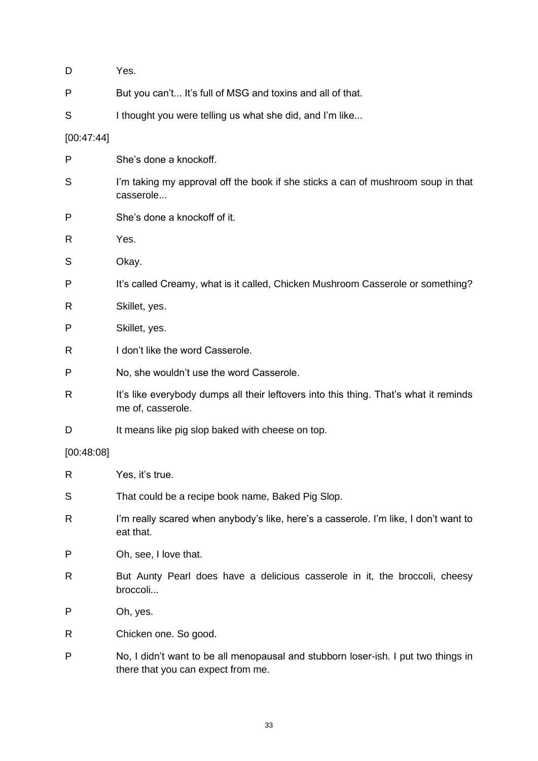D Yes.

P But you can't... It's full of MSG and toxins and all of that.

S I thought you were telling us what she did, and I'm like...

[00:47:44]

P She's done a knockoff.

S I'm taking my approval off the book if she sticks a can of mushroom soup in that casserole...

P She's done a knockoff of it.

R Yes.

S Okay.

P It's called Creamy, what is it called, Chicken Mushroom Casserole or something?

R Skillet, yes.

P Skillet, yes.

R I don't like the word Casserole.

P No, she wouldn't use the word Casserole.

R It's like everybody dumps all their leftovers into this thing. That's what it reminds me of, casserole.

D It means like pig slop baked with cheese on top.

[00:48:08]

R Yes, it's true.

S That could be a recipe book name, Baked Pig Slop.

R I'm really scared when anybody's like, here's a casserole. I'm like, I don't want to eat that.

P Oh, see, I love that.

R But Aunty Pearl does have a delicious casserole in it, the broccoli, cheesy broccoli...

P Oh, yes.

R Chicken one. So good.

P No, I didn't want to be all menopausal and stubborn loser-ish. I put two things in there that you can expect from me.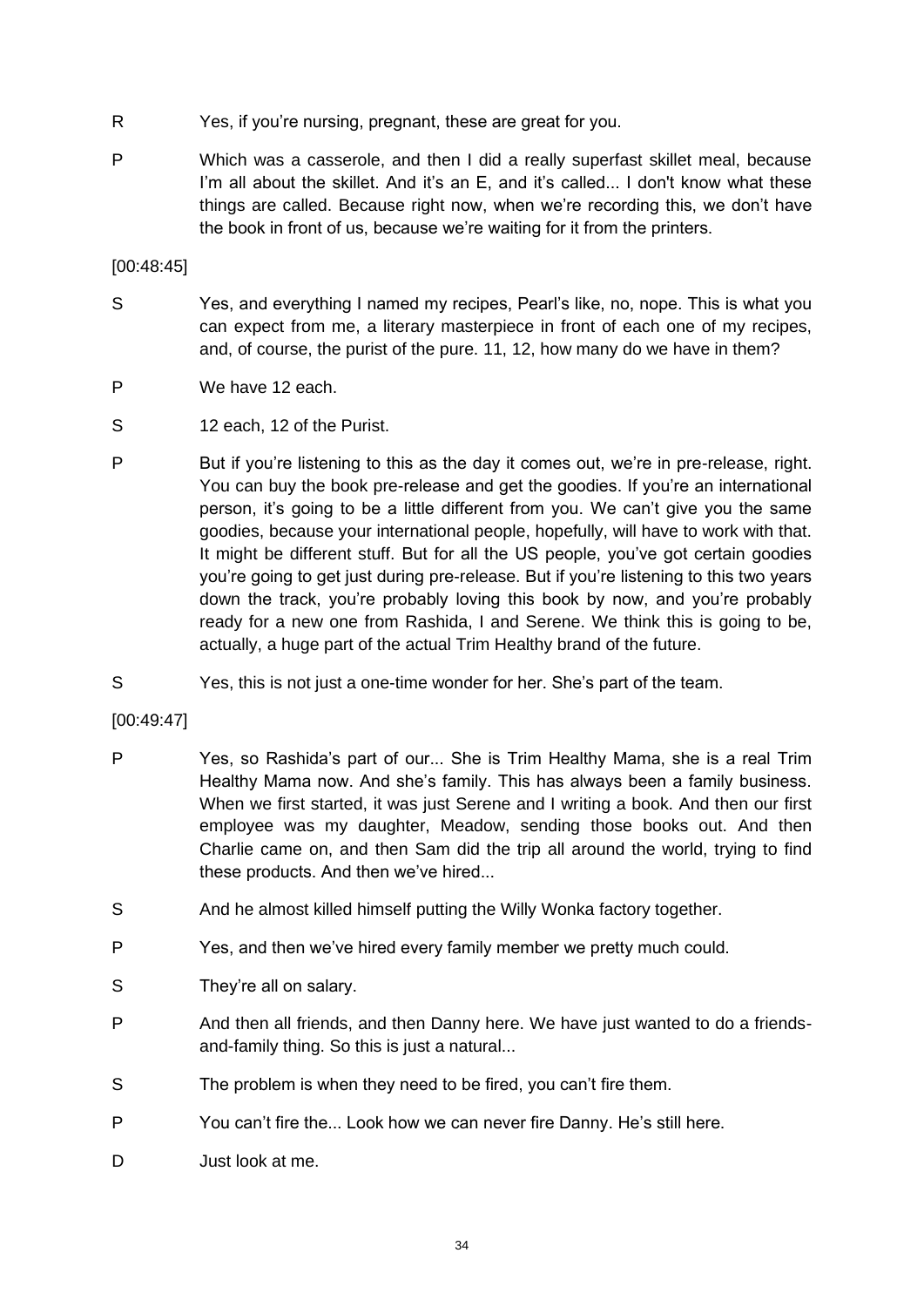R Yes, if you're nursing, pregnant, these are great for you.

P Which was a casserole, and then I did a really superfast skillet meal, because I'm all about the skillet. And it's an E, and it's called... I don't know what these things are called. Because right now, when we're recording this, we don't have the book in front of us, because we're waiting for it from the printers.

[00:48:45]

S Yes, and everything I named my recipes, Pearl's like, no, nope. This is what you can expect from me, a literary masterpiece in front of each one of my recipes, and, of course, the purist of the pure. 11, 12, how many do we have in them?

P We have 12 each.

S 12 each, 12 of the Purist.

P But if you're listening to this as the day it comes out, we're in pre-release, right. You can buy the book pre-release and get the goodies. If you're an international person, it's going to be a little different from you. We can't give you the same goodies, because your international people, hopefully, will have to work with that. It might be different stuff. But for all the US people, you've got certain goodies you're going to get just during pre-release. But if you're listening to this two years down the track, you're probably loving this book by now, and you're probably ready for a new one from Rashida, I and Serene. We think this is going to be, actually, a huge part of the actual Trim Healthy brand of the future.

S Yes, this is not just a one-time wonder for her. She's part of the team.

[00:49:47]

P Yes, so Rashida's part of our... She is Trim Healthy Mama, she is a real Trim Healthy Mama now. And she's family. This has always been a family business. When we first started, it was just Serene and I writing a book. And then our first employee was my daughter, Meadow, sending those books out. And then Charlie came on, and then Sam did the trip all around the world, trying to find these products. And then we've hired...

S And he almost killed himself putting the Willy Wonka factory together.

P Yes, and then we've hired every family member we pretty much could.

S They're all on salary.

P And then all friends, and then Danny here. We have just wanted to do a friends-and-family thing. So this is just a natural...

S The problem is when they need to be fired, you can't fire them.

P You can't fire the... Look how we can never fire Danny. He's still here.

D Just look at me.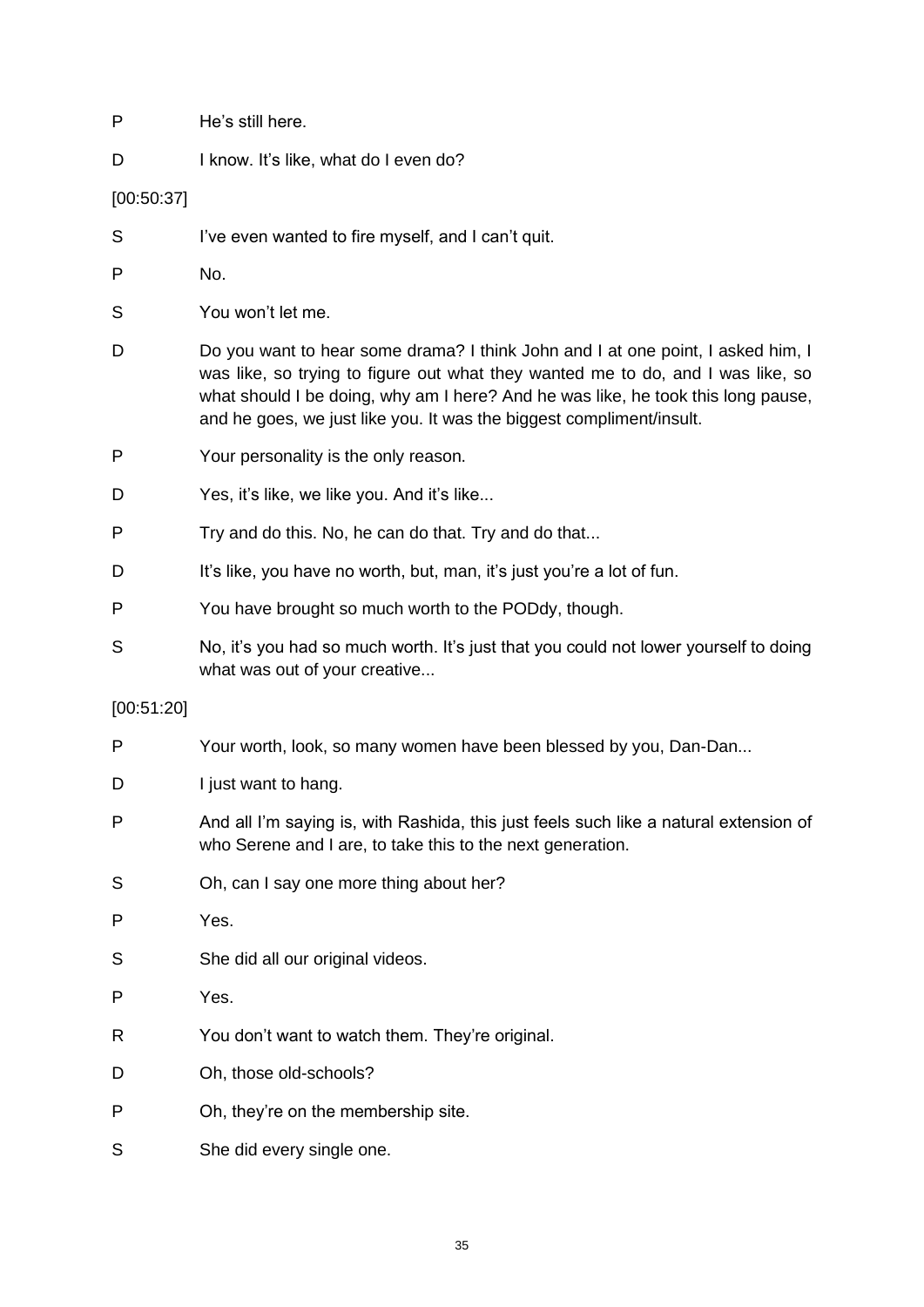P He's still here.

D I know. It's like, what do I even do?

[00:50:37]

S I've even wanted to fire myself, and I can't quit.

P No.

S You won't let me.

D Do you want to hear some drama? I think John and I at one point, I asked him, I was like, so trying to figure out what they wanted me to do, and I was like, so what should I be doing, why am I here? And he was like, he took this long pause, and he goes, we just like you. It was the biggest compliment/insult.

P Your personality is the only reason.

D Yes, it's like, we like you. And it's like...

P Try and do this. No, he can do that. Try and do that...

D It's like, you have no worth, but, man, it's just you're a lot of fun.

P You have brought so much worth to the PODdy, though.

S No, it's you had so much worth. It's just that you could not lower yourself to doing what was out of your creative...

[00:51:20]

P Your worth, look, so many women have been blessed by you, Dan-Dan...

D I just want to hang.

P And all I'm saying is, with Rashida, this just feels such like a natural extension of who Serene and I are, to take this to the next generation.

S Oh, can I say one more thing about her?

P Yes.

S She did all our original videos.

P Yes.

R You don't want to watch them. They're original.

D Oh, those old-schools?

P Oh, they're on the membership site.

S She did every single one.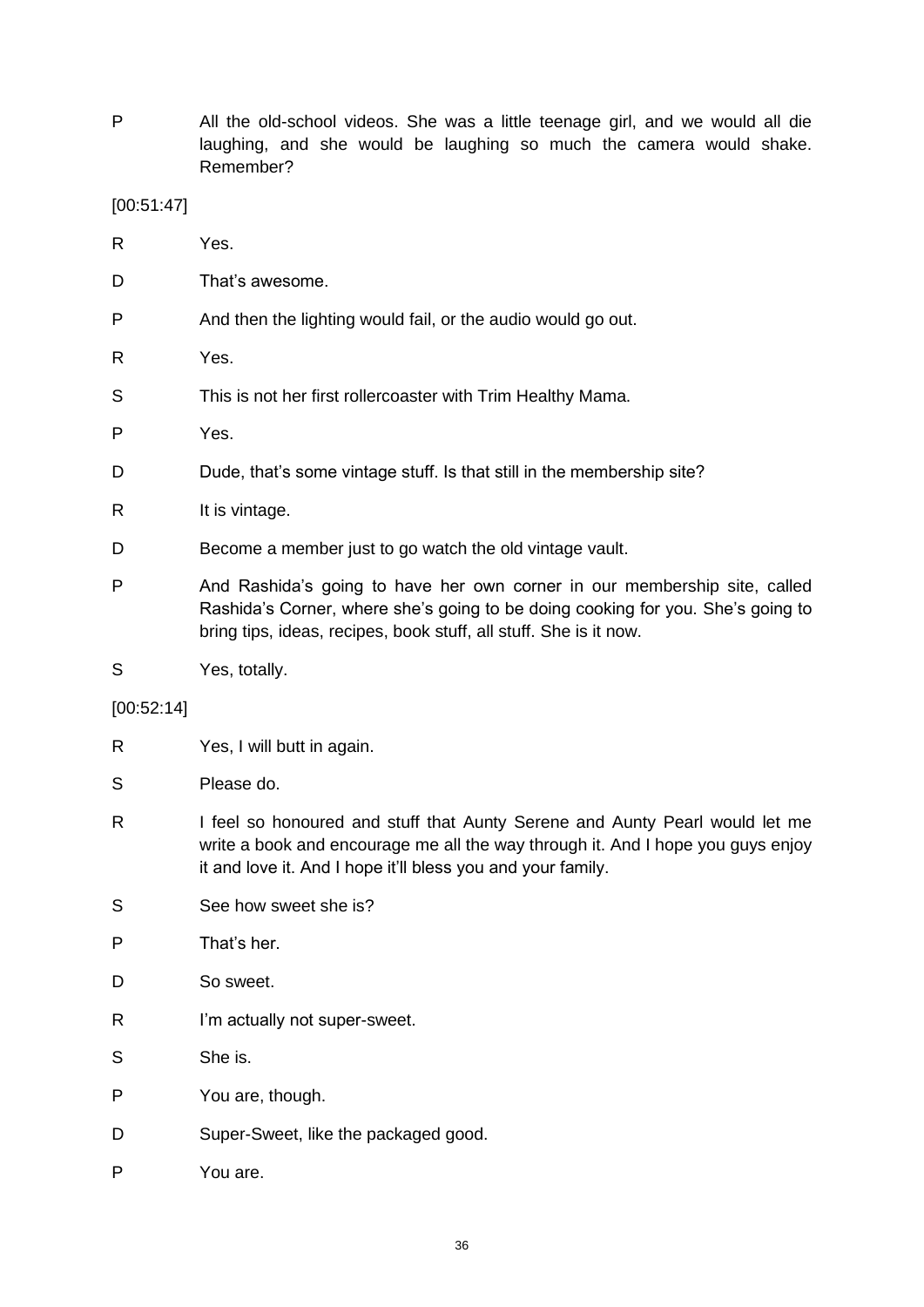P All the old-school videos. She was a little teenage girl, and we would all die laughing, and she would be laughing so much the camera would shake. Remember?

[00:51:47]

R Yes.

D That's awesome.

P And then the lighting would fail, or the audio would go out.

R Yes.

S This is not her first rollercoaster with Trim Healthy Mama.

P Yes.

D Dude, that's some vintage stuff. Is that still in the membership site?

R It is vintage.

D Become a member just to go watch the old vintage vault.

P And Rashida's going to have her own corner in our membership site, called Rashida's Corner, where she's going to be doing cooking for you. She's going to bring tips, ideas, recipes, book stuff, all stuff. She is it now.

S Yes, totally.

[00:52:14]

R Yes, I will butt in again.

S Please do.

R I feel so honoured and stuff that Aunty Serene and Aunty Pearl would let me write a book and encourage me all the way through it. And I hope you guys enjoy it and love it. And I hope it'll bless you and your family.

S See how sweet she is?

P That's her.

D So sweet.

R I'm actually not super-sweet.

S She is.

P You are, though.

D Super-Sweet, like the packaged good.

P You are.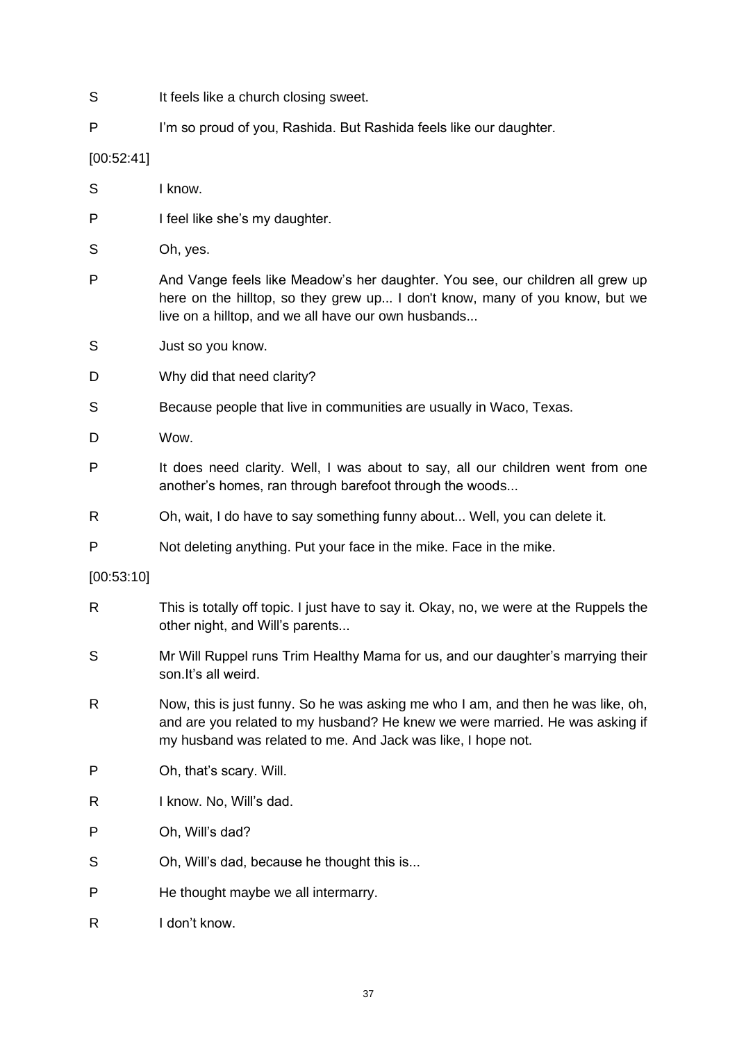S It feels like a church closing sweet.

P I'm so proud of you, Rashida. But Rashida feels like our daughter.

[00:52:41]

S I know.

P I feel like she's my daughter.

S Oh, yes.

P And Vange feels like Meadow's her daughter. You see, our children all grew up here on the hilltop, so they grew up... I don't know, many of you know, but we live on a hilltop, and we all have our own husbands...

S Just so you know.

D Why did that need clarity?

S Because people that live in communities are usually in Waco, Texas.

D Wow.

P It does need clarity. Well, I was about to say, all our children went from one another's homes, ran through barefoot through the woods...

R Oh, wait, I do have to say something funny about... Well, you can delete it.

P Not deleting anything. Put your face in the mike. Face in the mike.

[00:53:10]

R This is totally off topic. I just have to say it. Okay, no, we were at the Ruppels the other night, and Will's parents...

S Mr Will Ruppel runs Trim Healthy Mama for us, and our daughter's marrying their son.It's all weird.

R Now, this is just funny. So he was asking me who I am, and then he was like, oh, and are you related to my husband? He knew we were married. He was asking if my husband was related to me. And Jack was like, I hope not.

P Oh, that's scary. Will.

R I know. No, Will's dad.

P Oh, Will's dad?

S Oh, Will's dad, because he thought this is...

P He thought maybe we all intermarry.

R I don't know.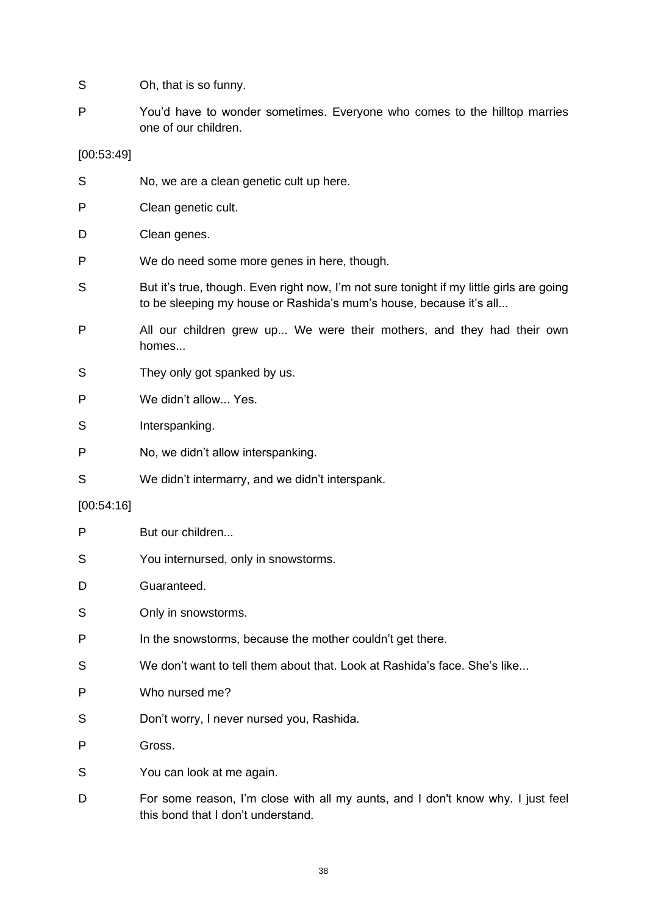S Oh, that is so funny.

P You'd have to wonder sometimes. Everyone who comes to the hilltop marries one of our children.

[00:53:49]

S No, we are a clean genetic cult up here.

P Clean genetic cult.

D Clean genes.

P We do need some more genes in here, though.

S But it's true, though. Even right now, I'm not sure tonight if my little girls are going to be sleeping my house or Rashida's mum's house, because it's all...

P All our children grew up... We were their mothers, and they had their own homes...

S They only got spanked by us.

P We didn't allow... Yes.

S Interspanking.

P No, we didn't allow interspanking.

S We didn't intermarry, and we didn't interspank.

[00:54:16]

P But our children...

S You internursed, only in snowstorms.

D Guaranteed.

S Only in snowstorms.

P In the snowstorms, because the mother couldn't get there.

S We don't want to tell them about that. Look at Rashida's face. She's like...

P Who nursed me?

S Don't worry, I never nursed you, Rashida.

P Gross.

S You can look at me again.

D For some reason, I'm close with all my aunts, and I don't know why. I just feel this bond that I don't understand.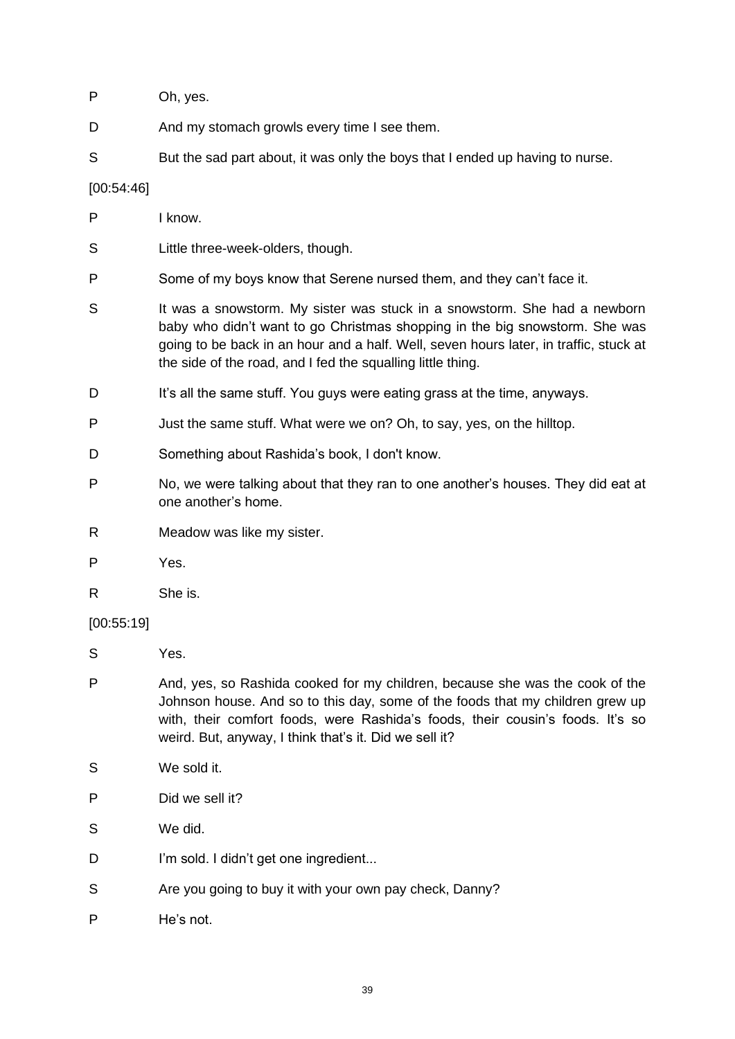P Oh, yes.

D And my stomach growls every time I see them.

S But the sad part about, it was only the boys that I ended up having to nurse.

[00:54:46]

P I know.

S Little three-week-olders, though.

P Some of my boys know that Serene nursed them, and they can't face it.

S It was a snowstorm. My sister was stuck in a snowstorm. She had a newborn baby who didn't want to go Christmas shopping in the big snowstorm. She was going to be back in an hour and a half. Well, seven hours later, in traffic, stuck at the side of the road, and I fed the squalling little thing.

D It's all the same stuff. You guys were eating grass at the time, anyways.

P Just the same stuff. What were we on? Oh, to say, yes, on the hilltop.

D Something about Rashida's book, I don't know.

P No, we were talking about that they ran to one another's houses. They did eat at one another's home.

R Meadow was like my sister.

P Yes.

R She is.

[00:55:19]

S Yes.

P And, yes, so Rashida cooked for my children, because she was the cook of the Johnson house. And so to this day, some of the foods that my children grew up with, their comfort foods, were Rashida's foods, their cousin's foods. It's so weird. But, anyway, I think that's it. Did we sell it?

S We sold it.

P Did we sell it?

S We did.

D I'm sold. I didn't get one ingredient...

S Are you going to buy it with your own pay check, Danny?

P He's not.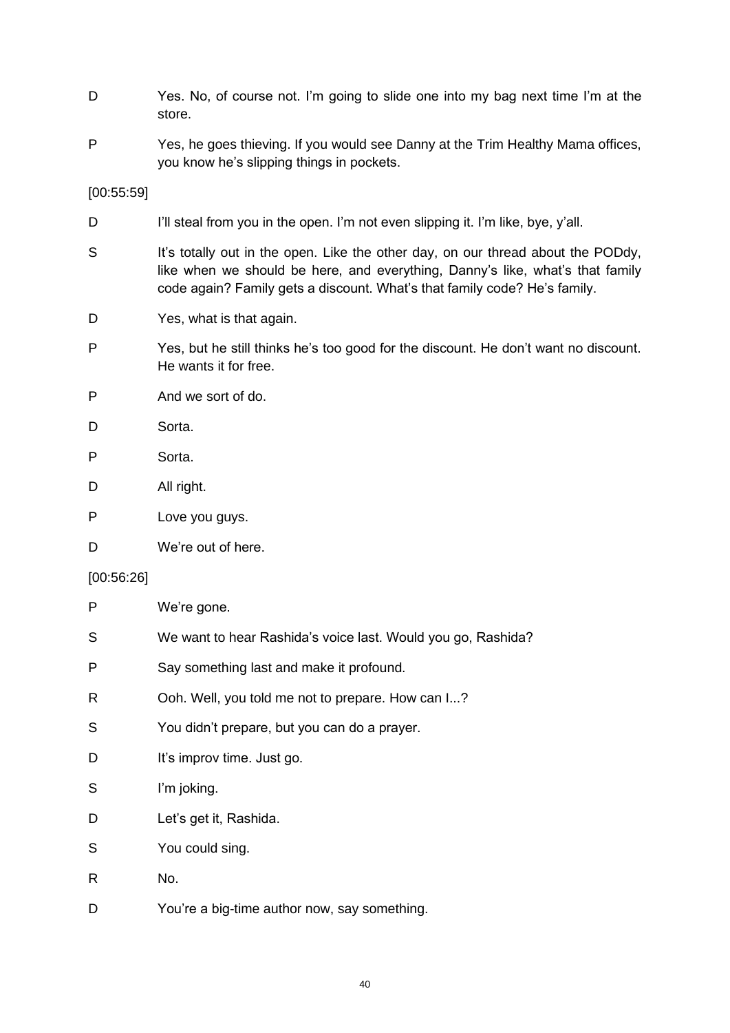D Yes. No, of course not. I'm going to slide one into my bag next time I'm at the store.

P Yes, he goes thieving. If you would see Danny at the Trim Healthy Mama offices, you know he's slipping things in pockets.

[00:55:59]

D I'll steal from you in the open. I'm not even slipping it. I'm like, bye, y'all.

S It's totally out in the open. Like the other day, on our thread about the PODdy, like when we should be here, and everything, Danny's like, what's that family code again? Family gets a discount. What's that family code? He's family.

D Yes, what is that again.

P Yes, but he still thinks he's too good for the discount. He don't want no discount. He wants it for free.

P And we sort of do.

D Sorta.

P Sorta.

D All right.

P Love you guys.

D We're out of here.

[00:56:26]

P We're gone.

S We want to hear Rashida's voice last. Would you go, Rashida?

P Say something last and make it profound.

R Ooh. Well, you told me not to prepare. How can I...?

S You didn't prepare, but you can do a prayer.

D It's improv time. Just go.

S I'm joking.

D Let's get it, Rashida.

S You could sing.

R No.

D You're a big-time author now, say something.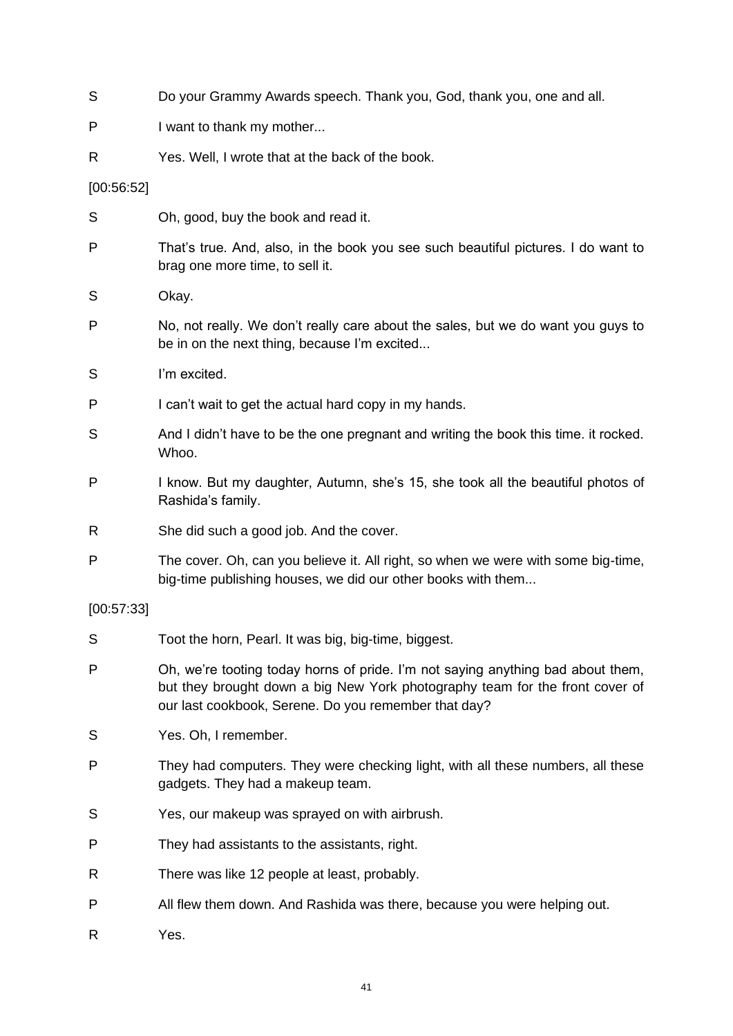S Do your Grammy Awards speech. Thank you, God, thank you, one and all.

P I want to thank my mother...

R Yes. Well, I wrote that at the back of the book.

[00:56:52]

S Oh, good, buy the book and read it.

P That's true. And, also, in the book you see such beautiful pictures. I do want to brag one more time, to sell it.

S Okay.

P No, not really. We don't really care about the sales, but we do want you guys to be in on the next thing, because I'm excited...

S I'm excited.

P I can't wait to get the actual hard copy in my hands.

S And I didn't have to be the one pregnant and writing the book this time. it rocked. Whoo.

P I know. But my daughter, Autumn, she's 15, she took all the beautiful photos of Rashida's family.

R She did such a good job. And the cover.

P The cover. Oh, can you believe it. All right, so when we were with some big-time, big-time publishing houses, we did our other books with them...

[00:57:33]

S Toot the horn, Pearl. It was big, big-time, biggest.

P Oh, we're tooting today horns of pride. I'm not saying anything bad about them, but they brought down a big New York photography team for the front cover of our last cookbook, Serene. Do you remember that day?

S Yes. Oh, I remember.

P They had computers. They were checking light, with all these numbers, all these gadgets. They had a makeup team.

S Yes, our makeup was sprayed on with airbrush.

P They had assistants to the assistants, right.

R There was like 12 people at least, probably.

P All flew them down. And Rashida was there, because you were helping out.

R Yes.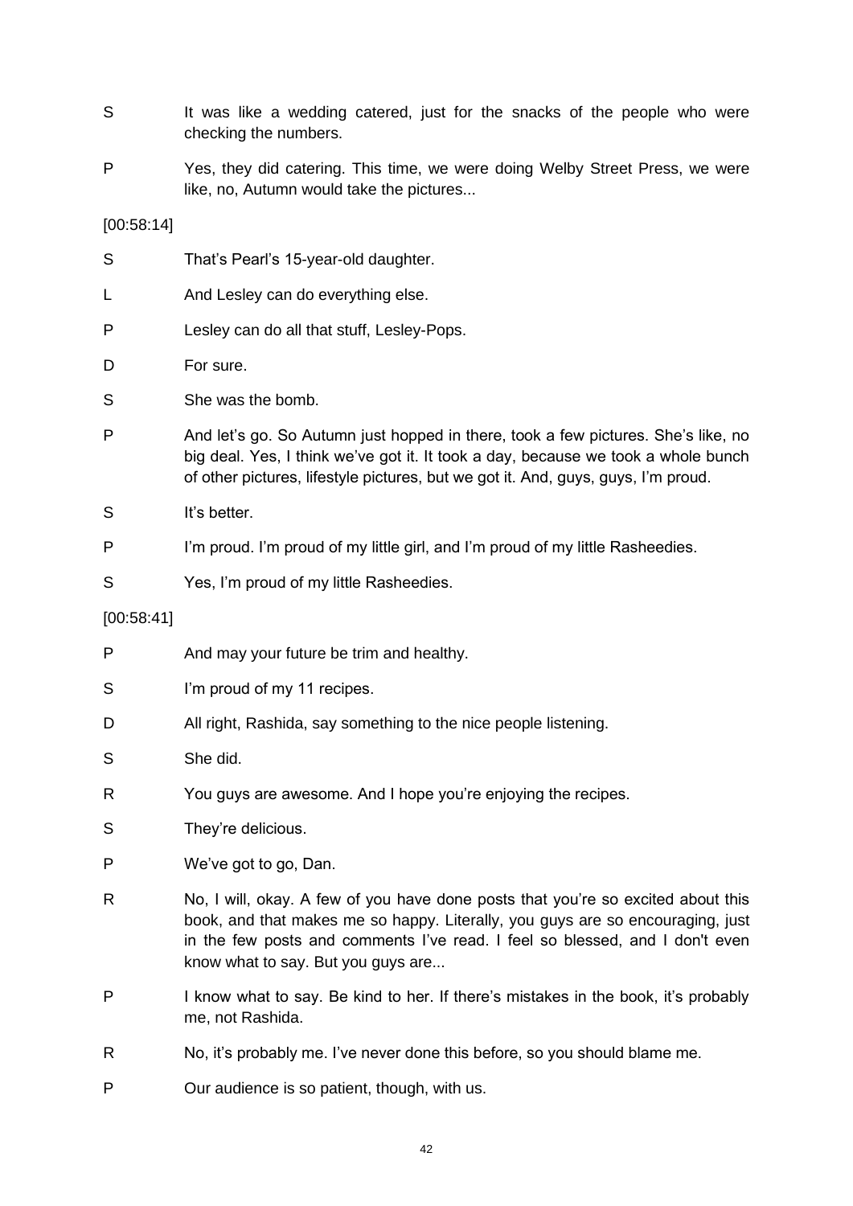S It was like a wedding catered, just for the snacks of the people who were checking the numbers.

P Yes, they did catering. This time, we were doing Welby Street Press, we were like, no, Autumn would take the pictures...

[00:58:14]

S That's Pearl's 15-year-old daughter.

L And Lesley can do everything else.

P Lesley can do all that stuff, Lesley-Pops.

D For sure.

S She was the bomb.

P And let's go. So Autumn just hopped in there, took a few pictures. She's like, no big deal. Yes, I think we've got it. It took a day, because we took a whole bunch of other pictures, lifestyle pictures, but we got it. And, guys, guys, I'm proud.

S It's better.

P I'm proud. I'm proud of my little girl, and I'm proud of my little Rasheedies.

S Yes, I'm proud of my little Rasheedies.

[00:58:41]

P And may your future be trim and healthy.

S I'm proud of my 11 recipes.

D All right, Rashida, say something to the nice people listening.

S She did.

R You guys are awesome. And I hope you're enjoying the recipes.

S They're delicious.

P We've got to go, Dan.

R No, I will, okay. A few of you have done posts that you're so excited about this book, and that makes me so happy. Literally, you guys are so encouraging, just in the few posts and comments I've read. I feel so blessed, and I don't even know what to say. But you guys are...

P I know what to say. Be kind to her. If there's mistakes in the book, it's probably me, not Rashida.

R No, it's probably me. I've never done this before, so you should blame me.

P Our audience is so patient, though, with us.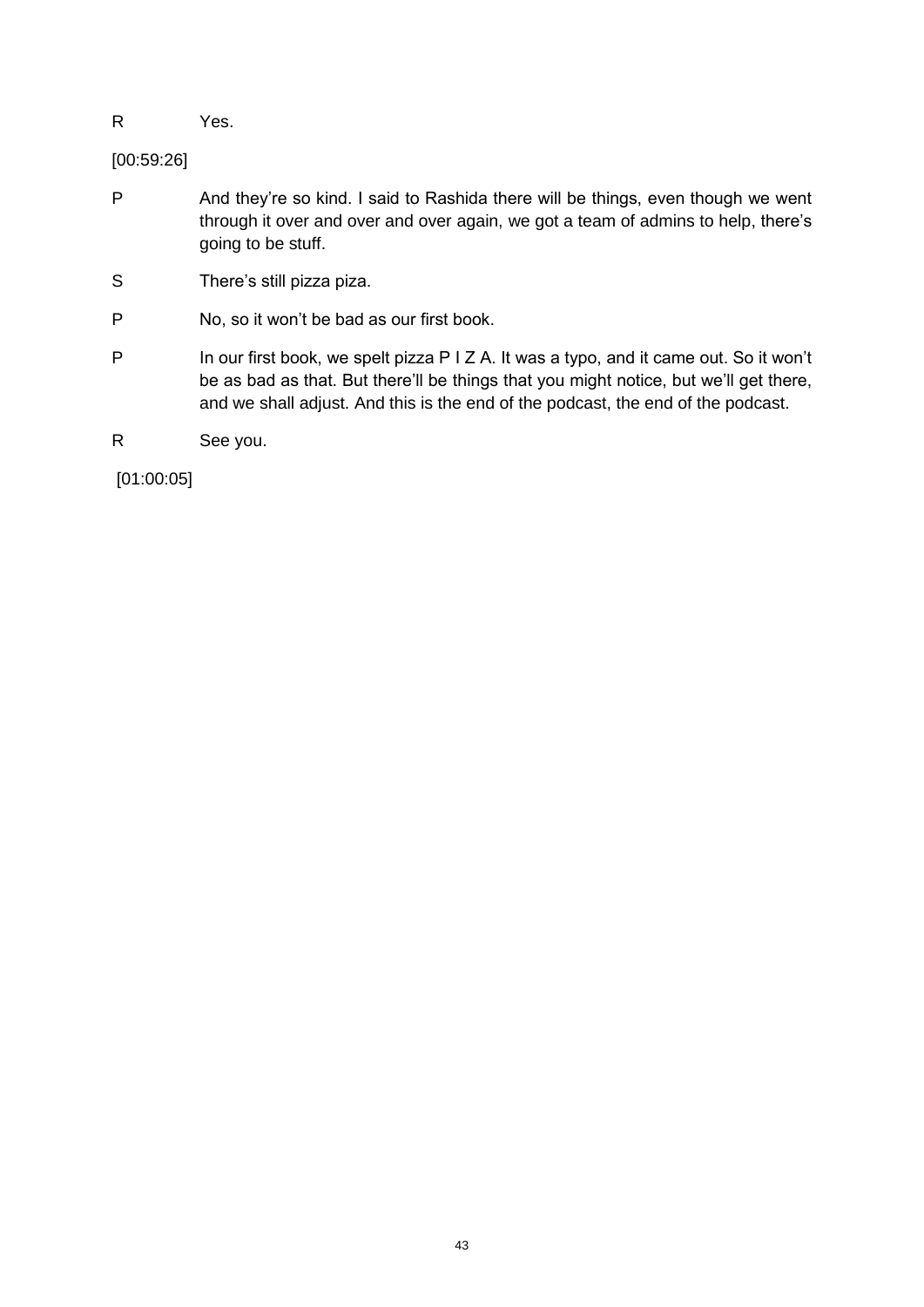R Yes.

[00:59:26]

P And they're so kind. I said to Rashida there will be things, even though we went through it over and over and over again, we got a team of admins to help, there's going to be stuff.

S There's still pizza piza.

P No, so it won't be bad as our first book.

P In our first book, we spelt pizza P I Z A. It was a typo, and it came out. So it won't be as bad as that. But there'll be things that you might notice, but we'll get there, and we shall adjust. And this is the end of the podcast, the end of the podcast.

R See you.

[01:00:05]